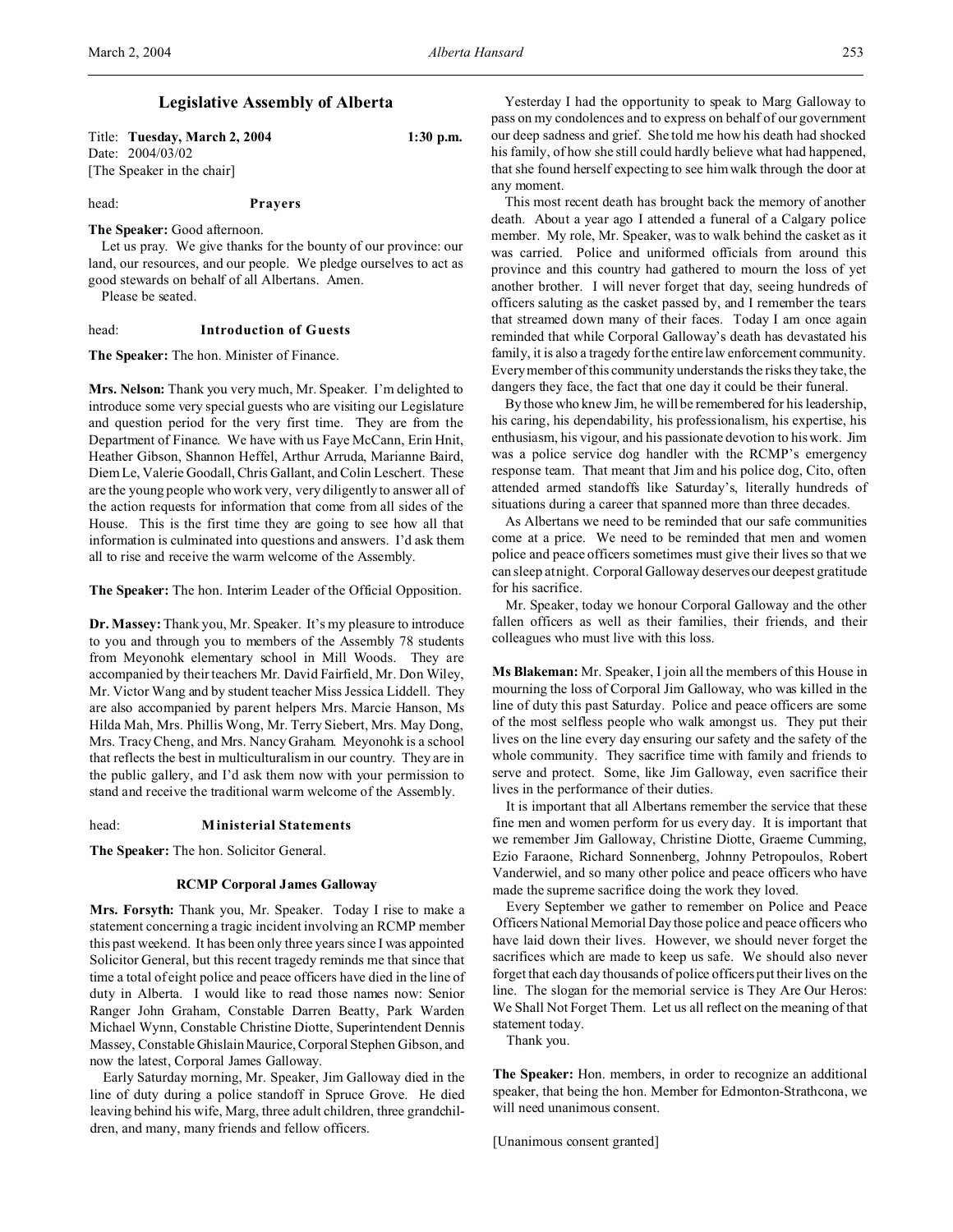# Legislative Assembly of Alberta

Title: **Tuesday, March 2, 2004** **1:30 p.m.**
Date: 2004/03/02
[The Speaker in the chair]

head: **Prayers**

**The Speaker:** Good afternoon.

Let us pray. We give thanks for the bounty of our province: our land, our resources, and our people. We pledge ourselves to act as good stewards on behalf of all Albertans. Amen.

Please be seated.

head: **Introduction of Guests**

**The Speaker:** The hon. Minister of Finance.

**Mrs. Nelson:** Thank you very much, Mr. Speaker. I'm delighted to introduce some very special guests who are visiting our Legislature and question period for the very first time. They are from the Department of Finance. We have with us Faye McCann, Erin Hnit, Heather Gibson, Shannon Heffel, Arthur Arruda, Marianne Baird, Diem Le, Valerie Goodall, Chris Gallant, and Colin Leschert. These are the young people who work very, very diligently to answer all of the action requests for information that come from all sides of the House. This is the first time they are going to see how all that information is culminated into questions and answers. I'd ask them all to rise and receive the warm welcome of the Assembly.

**The Speaker:** The hon. Interim Leader of the Official Opposition.

**Dr. Massey:** Thank you, Mr. Speaker. It's my pleasure to introduce to you and through you to members of the Assembly 78 students from Meyonohk elementary school in Mill Woods. They are accompanied by their teachers Mr. David Fairfield, Mr. Don Wiley, Mr. Victor Wang and by student teacher Miss Jessica Liddell. They are also accompanied by parent helpers Mrs. Marcie Hanson, Ms Hilda Mah, Mrs. Phillis Wong, Mr. Terry Siebert, Mrs. May Dong, Mrs. Tracy Cheng, and Mrs. Nancy Graham. Meyonohk is a school that reflects the best in multiculturalism in our country. They are in the public gallery, and I'd ask them now with your permission to stand and receive the traditional warm welcome of the Assembly.

head: **Ministerial Statements**

**The Speaker:** The hon. Solicitor General.

## RCMP Corporal James Galloway

**Mrs. Forsyth:** Thank you, Mr. Speaker. Today I rise to make a statement concerning a tragic incident involving an RCMP member this past weekend. It has been only three years since I was appointed Solicitor General, but this recent tragedy reminds me that since that time a total of eight police and peace officers have died in the line of duty in Alberta. I would like to read those names now: Senior Ranger John Graham, Constable Darren Beatty, Park Warden Michael Wynn, Constable Christine Diotte, Superintendent Dennis Massey, Constable Ghislain Maurice, Corporal Stephen Gibson, and now the latest, Corporal James Galloway.

Early Saturday morning, Mr. Speaker, Jim Galloway died in the line of duty during a police standoff in Spruce Grove. He died leaving behind his wife, Marg, three adult children, three grandchildren, and many, many friends and fellow officers.

Yesterday I had the opportunity to speak to Marg Galloway to pass on my condolences and to express on behalf of our government our deep sadness and grief. She told me how his death had shocked his family, of how she still could hardly believe what had happened, that she found herself expecting to see him walk through the door at any moment.

This most recent death has brought back the memory of another death. About a year ago I attended a funeral of a Calgary police member. My role, Mr. Speaker, was to walk behind the casket as it was carried. Police and uniformed officials from around this province and this country had gathered to mourn the loss of yet another brother. I will never forget that day, seeing hundreds of officers saluting as the casket passed by, and I remember the tears that streamed down many of their faces. Today I am once again reminded that while Corporal Galloway's death has devastated his family, it is also a tragedy for the entire law enforcement community. Every member of this community understands the risks they take, the dangers they face, the fact that one day it could be their funeral.

By those who knew Jim, he will be remembered for his leadership, his caring, his dependability, his professionalism, his expertise, his enthusiasm, his vigour, and his passionate devotion to his work. Jim was a police service dog handler with the RCMP's emergency response team. That meant that Jim and his police dog, Cito, often attended armed standoffs like Saturday's, literally hundreds of situations during a career that spanned more than three decades.

As Albertans we need to be reminded that our safe communities come at a price. We need to be reminded that men and women police and peace officers sometimes must give their lives so that we can sleep at night. Corporal Galloway deserves our deepest gratitude for his sacrifice.

Mr. Speaker, today we honour Corporal Galloway and the other fallen officers as well as their families, their friends, and their colleagues who must live with this loss.

**Ms Blakeman:** Mr. Speaker, I join all the members of this House in mourning the loss of Corporal Jim Galloway, who was killed in the line of duty this past Saturday. Police and peace officers are some of the most selfless people who walk amongst us. They put their lives on the line every day ensuring our safety and the safety of the whole community. They sacrifice time with family and friends to serve and protect. Some, like Jim Galloway, even sacrifice their lives in the performance of their duties.

It is important that all Albertans remember the service that these fine men and women perform for us every day. It is important that we remember Jim Galloway, Christine Diotte, Graeme Cumming, Ezio Faraone, Richard Sonnenberg, Johnny Petropoulos, Robert Vanderwiel, and so many other police and peace officers who have made the supreme sacrifice doing the work they loved.

Every September we gather to remember on Police and Peace Officers National Memorial Day those police and peace officers who have laid down their lives. However, we should never forget the sacrifices which are made to keep us safe. We should also never forget that each day thousands of police officers put their lives on the line. The slogan for the memorial service is They Are Our Heros: We Shall Not Forget Them. Let us all reflect on the meaning of that statement today.

Thank you.

**The Speaker:** Hon. members, in order to recognize an additional speaker, that being the hon. Member for Edmonton-Strathcona, we will need unanimous consent.

[Unanimous consent granted]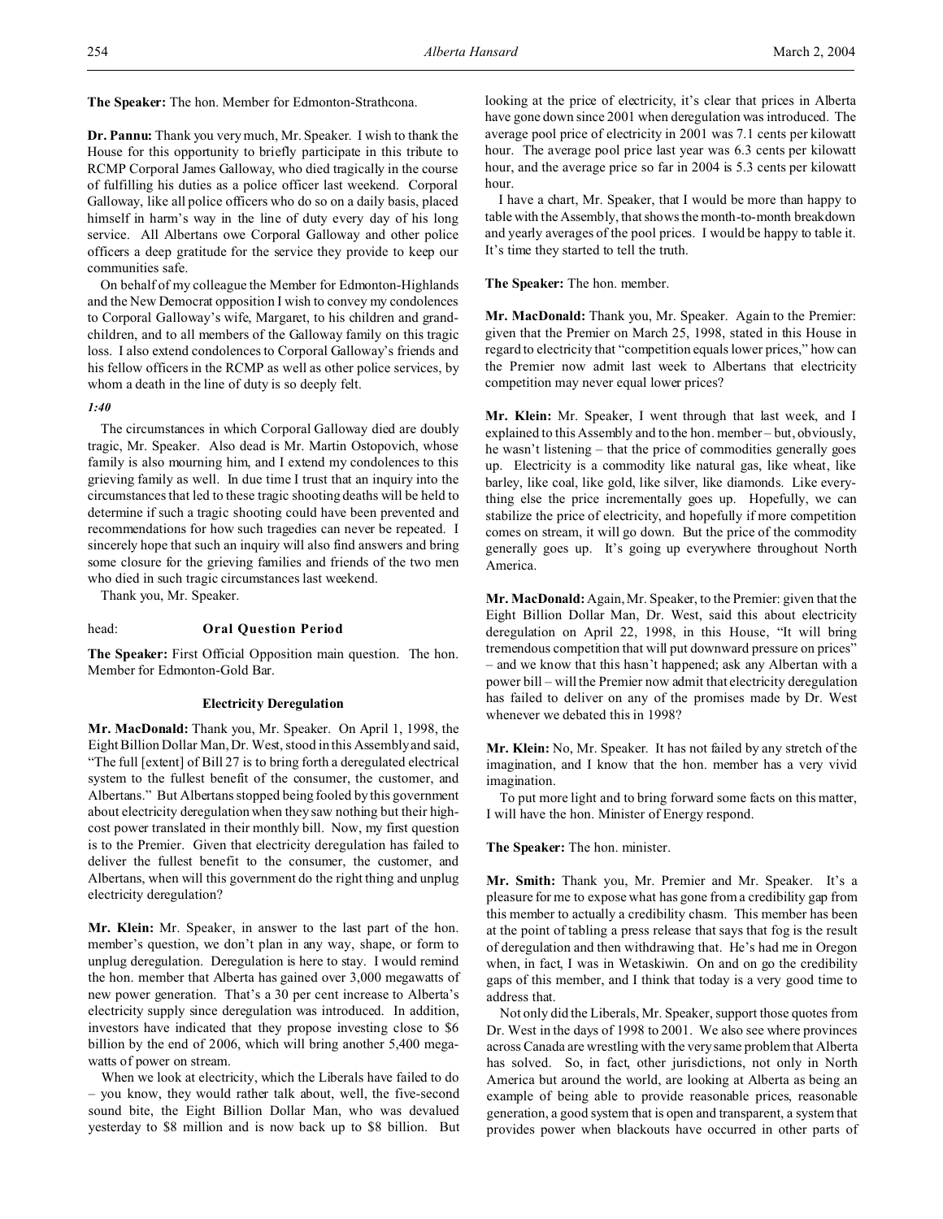**The Speaker:** The hon. Member for Edmonton-Strathcona.

**Dr. Pannu:** Thank you very much, Mr. Speaker. I wish to thank the House for this opportunity to briefly participate in this tribute to RCMP Corporal James Galloway, who died tragically in the course of fulfilling his duties as a police officer last weekend. Corporal Galloway, like all police officers who do so on a daily basis, placed himself in harm's way in the line of duty every day of his long service. All Albertans owe Corporal Galloway and other police officers a deep gratitude for the service they provide to keep our communities safe.

On behalf of my colleague the Member for Edmonton-Highlands and the New Democrat opposition I wish to convey my condolences to Corporal Galloway's wife, Margaret, to his children and grandchildren, and to all members of the Galloway family on this tragic loss. I also extend condolences to Corporal Galloway's friends and his fellow officers in the RCMP as well as other police services, by whom a death in the line of duty is so deeply felt.

*1:40*

The circumstances in which Corporal Galloway died are doubly tragic, Mr. Speaker. Also dead is Mr. Martin Ostopovich, whose family is also mourning him, and I extend my condolences to this grieving family as well. In due time I trust that an inquiry into the circumstances that led to these tragic shooting deaths will be held to determine if such a tragic shooting could have been prevented and recommendations for how such tragedies can never be repeated. I sincerely hope that such an inquiry will also find answers and bring some closure for the grieving families and friends of the two men who died in such tragic circumstances last weekend.

Thank you, Mr. Speaker.

head: **Oral Question Period**

**The Speaker:** First Official Opposition main question. The hon. Member for Edmonton-Gold Bar.

## Electricity Deregulation

**Mr. MacDonald:** Thank you, Mr. Speaker. On April 1, 1998, the Eight Billion Dollar Man, Dr. West, stood in this Assembly and said, "The full [extent] of Bill 27 is to bring forth a deregulated electrical system to the fullest benefit of the consumer, the customer, and Albertans." But Albertans stopped being fooled by this government about electricity deregulation when they saw nothing but their high-cost power translated in their monthly bill. Now, my first question is to the Premier. Given that electricity deregulation has failed to deliver the fullest benefit to the consumer, the customer, and Albertans, when will this government do the right thing and unplug electricity deregulation?

**Mr. Klein:** Mr. Speaker, in answer to the last part of the hon. member's question, we don't plan in any way, shape, or form to unplug deregulation. Deregulation is here to stay. I would remind the hon. member that Alberta has gained over 3,000 megawatts of new power generation. That's a 30 per cent increase to Alberta's electricity supply since deregulation was introduced. In addition, investors have indicated that they propose investing close to $6 billion by the end of 2006, which will bring another 5,400 megawatts of power on stream.

When we look at electricity, which the Liberals have failed to do – you know, they would rather talk about, well, the five-second sound bite, the Eight Billion Dollar Man, who was devalued yesterday to $8 million and is now back up to $8 billion. But looking at the price of electricity, it's clear that prices in Alberta have gone down since 2001 when deregulation was introduced. The average pool price of electricity in 2001 was 7.1 cents per kilowatt hour. The average pool price last year was 6.3 cents per kilowatt hour, and the average price so far in 2004 is 5.3 cents per kilowatt hour.

I have a chart, Mr. Speaker, that I would be more than happy to table with the Assembly, that shows the month-to-month breakdown and yearly averages of the pool prices. I would be happy to table it. It's time they started to tell the truth.

**The Speaker:** The hon. member.

**Mr. MacDonald:** Thank you, Mr. Speaker. Again to the Premier: given that the Premier on March 25, 1998, stated in this House in regard to electricity that "competition equals lower prices," how can the Premier now admit last week to Albertans that electricity competition may never equal lower prices?

**Mr. Klein:** Mr. Speaker, I went through that last week, and I explained to this Assembly and to the hon. member – but, obviously, he wasn't listening – that the price of commodities generally goes up. Electricity is a commodity like natural gas, like wheat, like barley, like coal, like gold, like silver, like diamonds. Like everything else the price incrementally goes up. Hopefully, we can stabilize the price of electricity, and hopefully if more competition comes on stream, it will go down. But the price of the commodity generally goes up. It's going up everywhere throughout North America.

**Mr. MacDonald:** Again, Mr. Speaker, to the Premier: given that the Eight Billion Dollar Man, Dr. West, said this about electricity deregulation on April 22, 1998, in this House, "It will bring tremendous competition that will put downward pressure on prices" – and we know that this hasn't happened; ask any Albertan with a power bill – will the Premier now admit that electricity deregulation has failed to deliver on any of the promises made by Dr. West whenever we debated this in 1998?

**Mr. Klein:** No, Mr. Speaker. It has not failed by any stretch of the imagination, and I know that the hon. member has a very vivid imagination.

To put more light and to bring forward some facts on this matter, I will have the hon. Minister of Energy respond.

**The Speaker:** The hon. minister.

**Mr. Smith:** Thank you, Mr. Premier and Mr. Speaker. It's a pleasure for me to expose what has gone from a credibility gap from this member to actually a credibility chasm. This member has been at the point of tabling a press release that says that fog is the result of deregulation and then withdrawing that. He's had me in Oregon when, in fact, I was in Wetaskiwin. On and on go the credibility gaps of this member, and I think that today is a very good time to address that.

Not only did the Liberals, Mr. Speaker, support those quotes from Dr. West in the days of 1998 to 2001. We also see where provinces across Canada are wrestling with the very same problem that Alberta has solved. So, in fact, other jurisdictions, not only in North America but around the world, are looking at Alberta as being an example of being able to provide reasonable prices, reasonable generation, a good system that is open and transparent, a system that provides power when blackouts have occurred in other parts of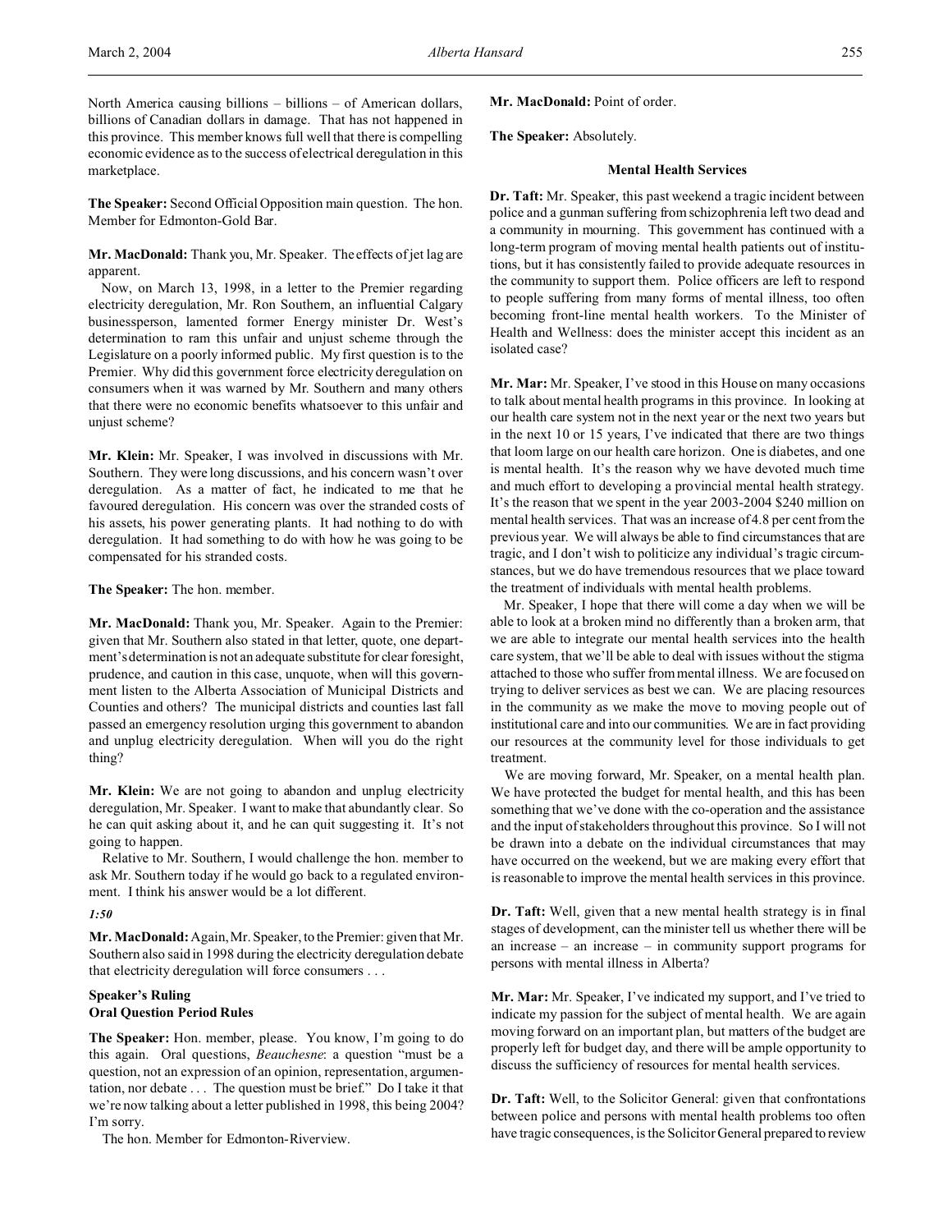North America causing billions – billions – of American dollars, billions of Canadian dollars in damage. That has not happened in this province. This member knows full well that there is compelling economic evidence as to the success of electrical deregulation in this marketplace.

**The Speaker:** Second Official Opposition main question. The hon. Member for Edmonton-Gold Bar.

**Mr. MacDonald:** Thank you, Mr. Speaker. The effects of jet lag are apparent.

Now, on March 13, 1998, in a letter to the Premier regarding electricity deregulation, Mr. Ron Southern, an influential Calgary businessperson, lamented former Energy minister Dr. West's determination to ram this unfair and unjust scheme through the Legislature on a poorly informed public. My first question is to the Premier. Why did this government force electricity deregulation on consumers when it was warned by Mr. Southern and many others that there were no economic benefits whatsoever to this unfair and unjust scheme?

**Mr. Klein:** Mr. Speaker, I was involved in discussions with Mr. Southern. They were long discussions, and his concern wasn't over deregulation. As a matter of fact, he indicated to me that he favoured deregulation. His concern was over the stranded costs of his assets, his power generating plants. It had nothing to do with deregulation. It had something to do with how he was going to be compensated for his stranded costs.

**The Speaker:** The hon. member.

**Mr. MacDonald:** Thank you, Mr. Speaker. Again to the Premier: given that Mr. Southern also stated in that letter, quote, one department's determination is not an adequate substitute for clear foresight, prudence, and caution in this case, unquote, when will this government listen to the Alberta Association of Municipal Districts and Counties and others? The municipal districts and counties last fall passed an emergency resolution urging this government to abandon and unplug electricity deregulation. When will you do the right thing?

**Mr. Klein:** We are not going to abandon and unplug electricity deregulation, Mr. Speaker. I want to make that abundantly clear. So he can quit asking about it, and he can quit suggesting it. It's not going to happen.

Relative to Mr. Southern, I would challenge the hon. member to ask Mr. Southern today if he would go back to a regulated environment. I think his answer would be a lot different.

*1:50*

**Mr. MacDonald:** Again, Mr. Speaker, to the Premier: given that Mr. Southern also said in 1998 during the electricity deregulation debate that electricity deregulation will force consumers . . .

### Speaker's Ruling
### Oral Question Period Rules

**The Speaker:** Hon. member, please. You know, I'm going to do this again. Oral questions, *Beauchesne*: a question "must be a question, not an expression of an opinion, representation, argumentation, nor debate . . . The question must be brief." Do I take it that we're now talking about a letter published in 1998, this being 2004? I'm sorry.

The hon. Member for Edmonton-Riverview.

**Mr. MacDonald:** Point of order.

**The Speaker:** Absolutely.

### Mental Health Services

**Dr. Taft:** Mr. Speaker, this past weekend a tragic incident between police and a gunman suffering from schizophrenia left two dead and a community in mourning. This government has continued with a long-term program of moving mental health patients out of institutions, but it has consistently failed to provide adequate resources in the community to support them. Police officers are left to respond to people suffering from many forms of mental illness, too often becoming front-line mental health workers. To the Minister of Health and Wellness: does the minister accept this incident as an isolated case?

**Mr. Mar:** Mr. Speaker, I've stood in this House on many occasions to talk about mental health programs in this province. In looking at our health care system not in the next year or the next two years but in the next 10 or 15 years, I've indicated that there are two things that loom large on our health care horizon. One is diabetes, and one is mental health. It's the reason why we have devoted much time and much effort to developing a provincial mental health strategy. It's the reason that we spent in the year 2003-2004 $240 million on mental health services. That was an increase of 4.8 per cent from the previous year. We will always be able to find circumstances that are tragic, and I don't wish to politicize any individual's tragic circumstances, but we do have tremendous resources that we place toward the treatment of individuals with mental health problems.

Mr. Speaker, I hope that there will come a day when we will be able to look at a broken mind no differently than a broken arm, that we are able to integrate our mental health services into the health care system, that we'll be able to deal with issues without the stigma attached to those who suffer from mental illness. We are focused on trying to deliver services as best we can. We are placing resources in the community as we make the move to moving people out of institutional care and into our communities. We are in fact providing our resources at the community level for those individuals to get treatment.

We are moving forward, Mr. Speaker, on a mental health plan. We have protected the budget for mental health, and this has been something that we've done with the co-operation and the assistance and the input of stakeholders throughout this province. So I will not be drawn into a debate on the individual circumstances that may have occurred on the weekend, but we are making every effort that is reasonable to improve the mental health services in this province.

**Dr. Taft:** Well, given that a new mental health strategy is in final stages of development, can the minister tell us whether there will be an increase – an increase – in community support programs for persons with mental illness in Alberta?

**Mr. Mar:** Mr. Speaker, I've indicated my support, and I've tried to indicate my passion for the subject of mental health. We are again moving forward on an important plan, but matters of the budget are properly left for budget day, and there will be ample opportunity to discuss the sufficiency of resources for mental health services.

**Dr. Taft:** Well, to the Solicitor General: given that confrontations between police and persons with mental health problems too often have tragic consequences, is the Solicitor General prepared to review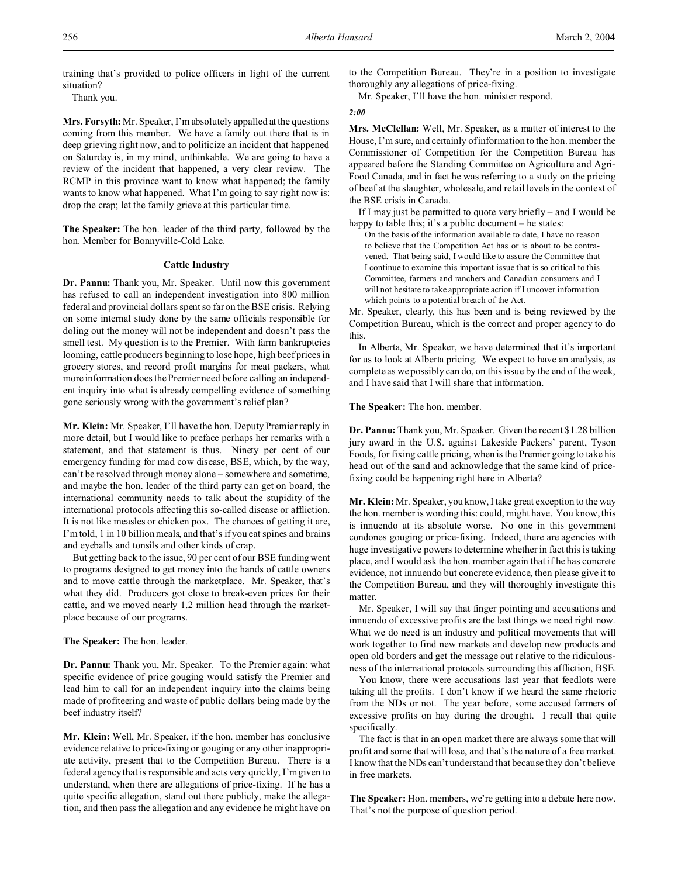training that's provided to police officers in light of the current situation?

Thank you.

**Mrs. Forsyth:** Mr. Speaker, I'm absolutely appalled at the questions coming from this member. We have a family out there that is in deep grieving right now, and to politicize an incident that happened on Saturday is, in my mind, unthinkable. We are going to have a review of the incident that happened, a very clear review. The RCMP in this province want to know what happened; the family wants to know what happened. What I'm going to say right now is: drop the crap; let the family grieve at this particular time.

**The Speaker:** The hon. leader of the third party, followed by the hon. Member for Bonnyville-Cold Lake.

### Cattle Industry

**Dr. Pannu:** Thank you, Mr. Speaker. Until now this government has refused to call an independent investigation into 800 million federal and provincial dollars spent so far on the BSE crisis. Relying on some internal study done by the same officials responsible for doling out the money will not be independent and doesn't pass the smell test. My question is to the Premier. With farm bankruptcies looming, cattle producers beginning to lose hope, high beef prices in grocery stores, and record profit margins for meat packers, what more information does the Premier need before calling an independent inquiry into what is already compelling evidence of something gone seriously wrong with the government's relief plan?

**Mr. Klein:** Mr. Speaker, I'll have the hon. Deputy Premier reply in more detail, but I would like to preface perhaps her remarks with a statement, and that statement is thus. Ninety per cent of our emergency funding for mad cow disease, BSE, which, by the way, can't be resolved through money alone – somewhere and sometime, and maybe the hon. leader of the third party can get on board, the international community needs to talk about the stupidity of the international protocols affecting this so-called disease or affliction. It is not like measles or chicken pox. The chances of getting it are, I'm told, 1 in 10 billion meals, and that's if you eat spines and brains and eyeballs and tonsils and other kinds of crap.

But getting back to the issue, 90 per cent of our BSE funding went to programs designed to get money into the hands of cattle owners and to move cattle through the marketplace. Mr. Speaker, that's what they did. Producers got close to break-even prices for their cattle, and we moved nearly 1.2 million head through the marketplace because of our programs.

**The Speaker:** The hon. leader.

**Dr. Pannu:** Thank you, Mr. Speaker. To the Premier again: what specific evidence of price gouging would satisfy the Premier and lead him to call for an independent inquiry into the claims being made of profiteering and waste of public dollars being made by the beef industry itself?

**Mr. Klein:** Well, Mr. Speaker, if the hon. member has conclusive evidence relative to price-fixing or gouging or any other inappropriate activity, present that to the Competition Bureau. There is a federal agency that is responsible and acts very quickly, I'm given to understand, when there are allegations of price-fixing. If he has a quite specific allegation, stand out there publicly, make the allegation, and then pass the allegation and any evidence he might have on to the Competition Bureau. They're in a position to investigate thoroughly any allegations of price-fixing.

Mr. Speaker, I'll have the hon. minister respond.

*2:00*

**Mrs. McClellan:** Well, Mr. Speaker, as a matter of interest to the House, I'm sure, and certainly of information to the hon. member the Commissioner of Competition for the Competition Bureau has appeared before the Standing Committee on Agriculture and Agri-Food Canada, and in fact he was referring to a study on the pricing of beef at the slaughter, wholesale, and retail levels in the context of the BSE crisis in Canada.

If I may just be permitted to quote very briefly – and I would be happy to table this; it's a public document – he states:

> On the basis of the information available to date, I have no reason to believe that the Competition Act has or is about to be contravened. That being said, I would like to assure the Committee that I continue to examine this important issue that is so critical to this Committee, farmers and ranchers and Canadian consumers and I will not hesitate to take appropriate action if I uncover information which points to a potential breach of the Act.

Mr. Speaker, clearly, this has been and is being reviewed by the Competition Bureau, which is the correct and proper agency to do this.

In Alberta, Mr. Speaker, we have determined that it's important for us to look at Alberta pricing. We expect to have an analysis, as complete as we possibly can do, on this issue by the end of the week, and I have said that I will share that information.

**The Speaker:** The hon. member.

**Dr. Pannu:** Thank you, Mr. Speaker. Given the recent $1.28 billion jury award in the U.S. against Lakeside Packers' parent, Tyson Foods, for fixing cattle pricing, when is the Premier going to take his head out of the sand and acknowledge that the same kind of price-fixing could be happening right here in Alberta?

**Mr. Klein:** Mr. Speaker, you know, I take great exception to the way the hon. member is wording this: could, might have. You know, this is innuendo at its absolute worse. No one in this government condones gouging or price-fixing. Indeed, there are agencies with huge investigative powers to determine whether in fact this is taking place, and I would ask the hon. member again that if he has concrete evidence, not innuendo but concrete evidence, then please give it to the Competition Bureau, and they will thoroughly investigate this matter.

Mr. Speaker, I will say that finger pointing and accusations and innuendo of excessive profits are the last things we need right now. What we do need is an industry and political movements that will work together to find new markets and develop new products and open old borders and get the message out relative to the ridiculousness of the international protocols surrounding this affliction, BSE.

You know, there were accusations last year that feedlots were taking all the profits. I don't know if we heard the same rhetoric from the NDs or not. The year before, some accused farmers of excessive profits on hay during the drought. I recall that quite specifically.

The fact is that in an open market there are always some that will profit and some that will lose, and that's the nature of a free market. I know that the NDs can't understand that because they don't believe in free markets.

**The Speaker:** Hon. members, we're getting into a debate here now. That's not the purpose of question period.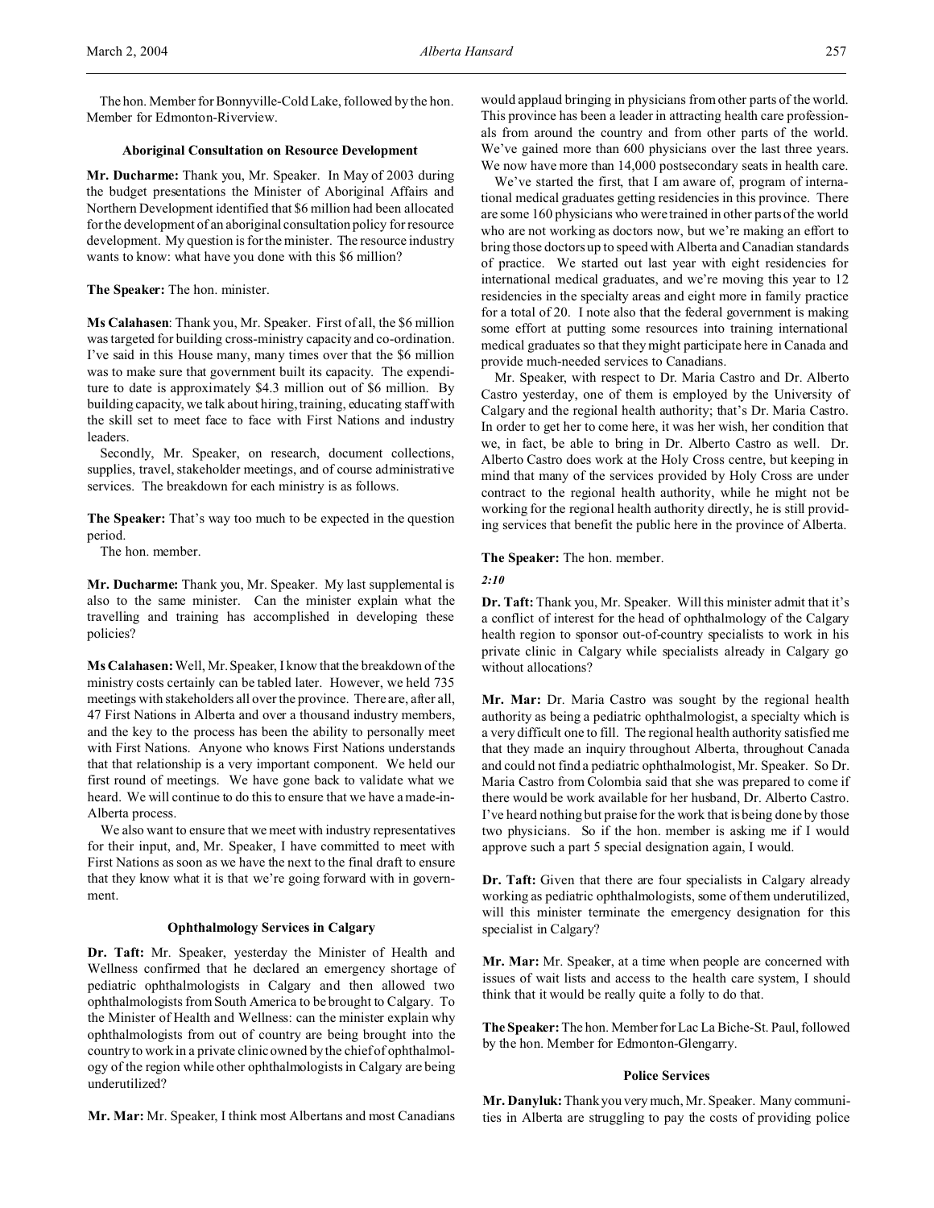The hon. Member for Bonnyville-Cold Lake, followed by the hon. Member for Edmonton-Riverview.

### Aboriginal Consultation on Resource Development

**Mr. Ducharme:** Thank you, Mr. Speaker. In May of 2003 during the budget presentations the Minister of Aboriginal Affairs and Northern Development identified that $6 million had been allocated for the development of an aboriginal consultation policy for resource development. My question is for the minister. The resource industry wants to know: what have you done with this $6 million?

**The Speaker:** The hon. minister.

**Ms Calahasen**: Thank you, Mr. Speaker. First of all, the $6 million was targeted for building cross-ministry capacity and co-ordination. I've said in this House many, many times over that the $6 million was to make sure that government built its capacity. The expenditure to date is approximately $4.3 million out of $6 million. By building capacity, we talk about hiring, training, educating staff with the skill set to meet face to face with First Nations and industry leaders.

Secondly, Mr. Speaker, on research, document collections, supplies, travel, stakeholder meetings, and of course administrative services. The breakdown for each ministry is as follows.

**The Speaker:** That's way too much to be expected in the question period.

The hon. member.

**Mr. Ducharme:** Thank you, Mr. Speaker. My last supplemental is also to the same minister. Can the minister explain what the travelling and training has accomplished in developing these policies?

**Ms Calahasen:** Well, Mr. Speaker, I know that the breakdown of the ministry costs certainly can be tabled later. However, we held 735 meetings with stakeholders all over the province. There are, after all, 47 First Nations in Alberta and over a thousand industry members, and the key to the process has been the ability to personally meet with First Nations. Anyone who knows First Nations understands that that relationship is a very important component. We held our first round of meetings. We have gone back to validate what we heard. We will continue to do this to ensure that we have a made-in-Alberta process.

We also want to ensure that we meet with industry representatives for their input, and, Mr. Speaker, I have committed to meet with First Nations as soon as we have the next to the final draft to ensure that they know what it is that we're going forward with in government.

### Ophthalmology Services in Calgary

**Dr. Taft:** Mr. Speaker, yesterday the Minister of Health and Wellness confirmed that he declared an emergency shortage of pediatric ophthalmologists in Calgary and then allowed two ophthalmologists from South America to be brought to Calgary. To the Minister of Health and Wellness: can the minister explain why ophthalmologists from out of country are being brought into the country to work in a private clinic owned by the chief of ophthalmology of the region while other ophthalmologists in Calgary are being underutilized?

**Mr. Mar:** Mr. Speaker, I think most Albertans and most Canadians would applaud bringing in physicians from other parts of the world. This province has been a leader in attracting health care professionals from around the country and from other parts of the world. We've gained more than 600 physicians over the last three years. We now have more than 14,000 postsecondary seats in health care.

We've started the first, that I am aware of, program of international medical graduates getting residencies in this province. There are some 160 physicians who were trained in other parts of the world who are not working as doctors now, but we're making an effort to bring those doctors up to speed with Alberta and Canadian standards of practice. We started out last year with eight residencies for international medical graduates, and we're moving this year to 12 residencies in the specialty areas and eight more in family practice for a total of 20. I note also that the federal government is making some effort at putting some resources into training international medical graduates so that they might participate here in Canada and provide much-needed services to Canadians.

Mr. Speaker, with respect to Dr. Maria Castro and Dr. Alberto Castro yesterday, one of them is employed by the University of Calgary and the regional health authority; that's Dr. Maria Castro. In order to get her to come here, it was her wish, her condition that we, in fact, be able to bring in Dr. Alberto Castro as well. Dr. Alberto Castro does work at the Holy Cross centre, but keeping in mind that many of the services provided by Holy Cross are under contract to the regional health authority, while he might not be working for the regional health authority directly, he is still providing services that benefit the public here in the province of Alberta.

**The Speaker:** The hon. member.

*2:10*

**Dr. Taft:** Thank you, Mr. Speaker. Will this minister admit that it's a conflict of interest for the head of ophthalmology of the Calgary health region to sponsor out-of-country specialists to work in his private clinic in Calgary while specialists already in Calgary go without allocations?

**Mr. Mar:** Dr. Maria Castro was sought by the regional health authority as being a pediatric ophthalmologist, a specialty which is a very difficult one to fill. The regional health authority satisfied me that they made an inquiry throughout Alberta, throughout Canada and could not find a pediatric ophthalmologist, Mr. Speaker. So Dr. Maria Castro from Colombia said that she was prepared to come if there would be work available for her husband, Dr. Alberto Castro. I've heard nothing but praise for the work that is being done by those two physicians. So if the hon. member is asking me if I would approve such a part 5 special designation again, I would.

**Dr. Taft:** Given that there are four specialists in Calgary already working as pediatric ophthalmologists, some of them underutilized, will this minister terminate the emergency designation for this specialist in Calgary?

**Mr. Mar:** Mr. Speaker, at a time when people are concerned with issues of wait lists and access to the health care system, I should think that it would be really quite a folly to do that.

**The Speaker:** The hon. Member for Lac La Biche-St. Paul, followed by the hon. Member for Edmonton-Glengarry.

### Police Services

**Mr. Danyluk:** Thank you very much, Mr. Speaker. Many communities in Alberta are struggling to pay the costs of providing police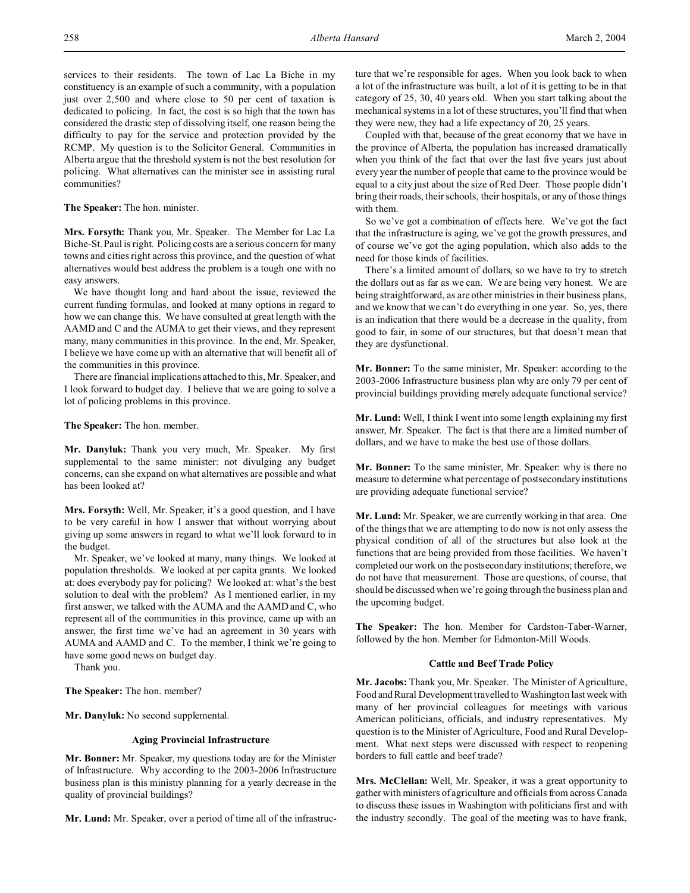services to their residents. The town of Lac La Biche in my constituency is an example of such a community, with a population just over 2,500 and where close to 50 per cent of taxation is dedicated to policing. In fact, the cost is so high that the town has considered the drastic step of dissolving itself, one reason being the difficulty to pay for the service and protection provided by the RCMP. My question is to the Solicitor General. Communities in Alberta argue that the threshold system is not the best resolution for policing. What alternatives can the minister see in assisting rural communities?

**The Speaker:** The hon. minister.

**Mrs. Forsyth:** Thank you, Mr. Speaker. The Member for Lac La Biche-St. Paul is right. Policing costs are a serious concern for many towns and cities right across this province, and the question of what alternatives would best address the problem is a tough one with no easy answers.

We have thought long and hard about the issue, reviewed the current funding formulas, and looked at many options in regard to how we can change this. We have consulted at great length with the AAMD and C and the AUMA to get their views, and they represent many, many communities in this province. In the end, Mr. Speaker, I believe we have come up with an alternative that will benefit all of the communities in this province.

There are financial implications attached to this, Mr. Speaker, and I look forward to budget day. I believe that we are going to solve a lot of policing problems in this province.

**The Speaker:** The hon. member.

**Mr. Danyluk:** Thank you very much, Mr. Speaker. My first supplemental to the same minister: not divulging any budget concerns, can she expand on what alternatives are possible and what has been looked at?

**Mrs. Forsyth:** Well, Mr. Speaker, it's a good question, and I have to be very careful in how I answer that without worrying about giving up some answers in regard to what we'll look forward to in the budget.

Mr. Speaker, we've looked at many, many things. We looked at population thresholds. We looked at per capita grants. We looked at: does everybody pay for policing? We looked at: what's the best solution to deal with the problem? As I mentioned earlier, in my first answer, we talked with the AUMA and the AAMD and C, who represent all of the communities in this province, came up with an answer, the first time we've had an agreement in 30 years with AUMA and AAMD and C. To the member, I think we're going to have some good news on budget day.

Thank you.

**The Speaker:** The hon. member?

**Mr. Danyluk:** No second supplemental.

### Aging Provincial Infrastructure

**Mr. Bonner:** Mr. Speaker, my questions today are for the Minister of Infrastructure. Why according to the 2003-2006 Infrastructure business plan is this ministry planning for a yearly decrease in the quality of provincial buildings?

**Mr. Lund:** Mr. Speaker, over a period of time all of the infrastructure that we're responsible for ages. When you look back to when a lot of the infrastructure was built, a lot of it is getting to be in that category of 25, 30, 40 years old. When you start talking about the mechanical systems in a lot of these structures, you'll find that when they were new, they had a life expectancy of 20, 25 years.

Coupled with that, because of the great economy that we have in the province of Alberta, the population has increased dramatically when you think of the fact that over the last five years just about every year the number of people that came to the province would be equal to a city just about the size of Red Deer. Those people didn't bring their roads, their schools, their hospitals, or any of those things with them.

So we've got a combination of effects here. We've got the fact that the infrastructure is aging, we've got the growth pressures, and of course we've got the aging population, which also adds to the need for those kinds of facilities.

There's a limited amount of dollars, so we have to try to stretch the dollars out as far as we can. We are being very honest. We are being straightforward, as are other ministries in their business plans, and we know that we can't do everything in one year. So, yes, there is an indication that there would be a decrease in the quality, from good to fair, in some of our structures, but that doesn't mean that they are dysfunctional.

**Mr. Bonner:** To the same minister, Mr. Speaker: according to the 2003-2006 Infrastructure business plan why are only 79 per cent of provincial buildings providing merely adequate functional service?

**Mr. Lund:** Well, I think I went into some length explaining my first answer, Mr. Speaker. The fact is that there are a limited number of dollars, and we have to make the best use of those dollars.

**Mr. Bonner:** To the same minister, Mr. Speaker: why is there no measure to determine what percentage of postsecondary institutions are providing adequate functional service?

**Mr. Lund:** Mr. Speaker, we are currently working in that area. One of the things that we are attempting to do now is not only assess the physical condition of all of the structures but also look at the functions that are being provided from those facilities. We haven't completed our work on the postsecondary institutions; therefore, we do not have that measurement. Those are questions, of course, that should be discussed when we're going through the business plan and the upcoming budget.

**The Speaker:** The hon. Member for Cardston-Taber-Warner, followed by the hon. Member for Edmonton-Mill Woods.

### Cattle and Beef Trade Policy

**Mr. Jacobs:** Thank you, Mr. Speaker. The Minister of Agriculture, Food and Rural Development travelled to Washington last week with many of her provincial colleagues for meetings with various American politicians, officials, and industry representatives. My question is to the Minister of Agriculture, Food and Rural Development. What next steps were discussed with respect to reopening borders to full cattle and beef trade?

**Mrs. McClellan:** Well, Mr. Speaker, it was a great opportunity to gather with ministers of agriculture and officials from across Canada to discuss these issues in Washington with politicians first and with the industry secondly. The goal of the meeting was to have frank,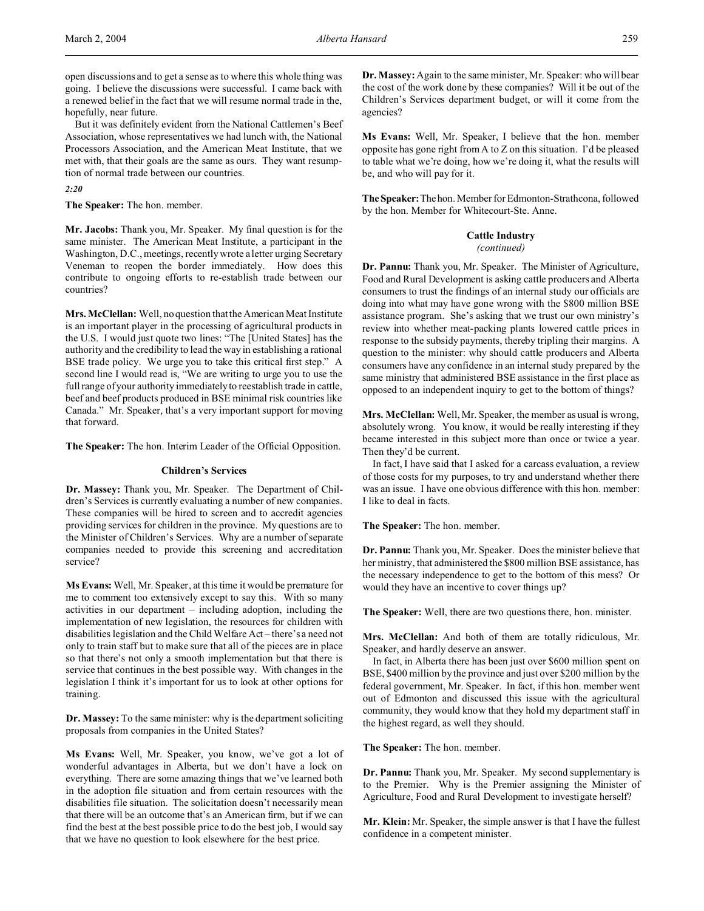open discussions and to get a sense as to where this whole thing was going. I believe the discussions were successful. I came back with a renewed belief in the fact that we will resume normal trade in the, hopefully, near future.

But it was definitely evident from the National Cattlemen's Beef Association, whose representatives we had lunch with, the National Processors Association, and the American Meat Institute, that we met with, that their goals are the same as ours. They want resumption of normal trade between our countries.

*2:20*

**The Speaker:** The hon. member.

**Mr. Jacobs:** Thank you, Mr. Speaker. My final question is for the same minister. The American Meat Institute, a participant in the Washington, D.C., meetings, recently wrote a letter urging Secretary Veneman to reopen the border immediately. How does this contribute to ongoing efforts to re-establish trade between our countries?

**Mrs. McClellan:** Well, no question that the American Meat Institute is an important player in the processing of agricultural products in the U.S. I would just quote two lines: "The [United States] has the authority and the credibility to lead the way in establishing a rational BSE trade policy. We urge you to take this critical first step." A second line I would read is, "We are writing to urge you to use the full range of your authority immediately to reestablish trade in cattle, beef and beef products produced in BSE minimal risk countries like Canada." Mr. Speaker, that's a very important support for moving that forward.

**The Speaker:** The hon. Interim Leader of the Official Opposition.

## Children's Services

**Dr. Massey:** Thank you, Mr. Speaker. The Department of Children's Services is currently evaluating a number of new companies. These companies will be hired to screen and to accredit agencies providing services for children in the province. My questions are to the Minister of Children's Services. Why are a number of separate companies needed to provide this screening and accreditation service?

**Ms Evans:** Well, Mr. Speaker, at this time it would be premature for me to comment too extensively except to say this. With so many activities in our department – including adoption, including the implementation of new legislation, the resources for children with disabilities legislation and the Child Welfare Act – there's a need not only to train staff but to make sure that all of the pieces are in place so that there's not only a smooth implementation but that there is service that continues in the best possible way. With changes in the legislation I think it's important for us to look at other options for training.

**Dr. Massey:** To the same minister: why is the department soliciting proposals from companies in the United States?

**Ms Evans:** Well, Mr. Speaker, you know, we've got a lot of wonderful advantages in Alberta, but we don't have a lock on everything. There are some amazing things that we've learned both in the adoption file situation and from certain resources with the disabilities file situation. The solicitation doesn't necessarily mean that there will be an outcome that's an American firm, but if we can find the best at the best possible price to do the best job, I would say that we have no question to look elsewhere for the best price.

**Dr. Massey:** Again to the same minister, Mr. Speaker: who will bear the cost of the work done by these companies? Will it be out of the Children's Services department budget, or will it come from the agencies?

**Ms Evans:** Well, Mr. Speaker, I believe that the hon. member opposite has gone right from A to Z on this situation. I'd be pleased to table what we're doing, how we're doing it, what the results will be, and who will pay for it.

**The Speaker:** The hon. Member for Edmonton-Strathcona, followed by the hon. Member for Whitecourt-Ste. Anne.

## Cattle Industry
*(continued)*

**Dr. Pannu:** Thank you, Mr. Speaker. The Minister of Agriculture, Food and Rural Development is asking cattle producers and Alberta consumers to trust the findings of an internal study our officials are doing into what may have gone wrong with the $800 million BSE assistance program. She's asking that we trust our own ministry's review into whether meat-packing plants lowered cattle prices in response to the subsidy payments, thereby tripling their margins. A question to the minister: why should cattle producers and Alberta consumers have any confidence in an internal study prepared by the same ministry that administered BSE assistance in the first place as opposed to an independent inquiry to get to the bottom of things?

**Mrs. McClellan:** Well, Mr. Speaker, the member as usual is wrong, absolutely wrong. You know, it would be really interesting if they became interested in this subject more than once or twice a year. Then they'd be current.

In fact, I have said that I asked for a carcass evaluation, a review of those costs for my purposes, to try and understand whether there was an issue. I have one obvious difference with this hon. member: I like to deal in facts.

**The Speaker:** The hon. member.

**Dr. Pannu:** Thank you, Mr. Speaker. Does the minister believe that her ministry, that administered the $800 million BSE assistance, has the necessary independence to get to the bottom of this mess? Or would they have an incentive to cover things up?

**The Speaker:** Well, there are two questions there, hon. minister.

**Mrs. McClellan:** And both of them are totally ridiculous, Mr. Speaker, and hardly deserve an answer.

In fact, in Alberta there has been just over $600 million spent on BSE, $400 million by the province and just over $200 million by the federal government, Mr. Speaker. In fact, if this hon. member went out of Edmonton and discussed this issue with the agricultural community, they would know that they hold my department staff in the highest regard, as well they should.

**The Speaker:** The hon. member.

**Dr. Pannu:** Thank you, Mr. Speaker. My second supplementary is to the Premier. Why is the Premier assigning the Minister of Agriculture, Food and Rural Development to investigate herself?

**Mr. Klein:** Mr. Speaker, the simple answer is that I have the fullest confidence in a competent minister.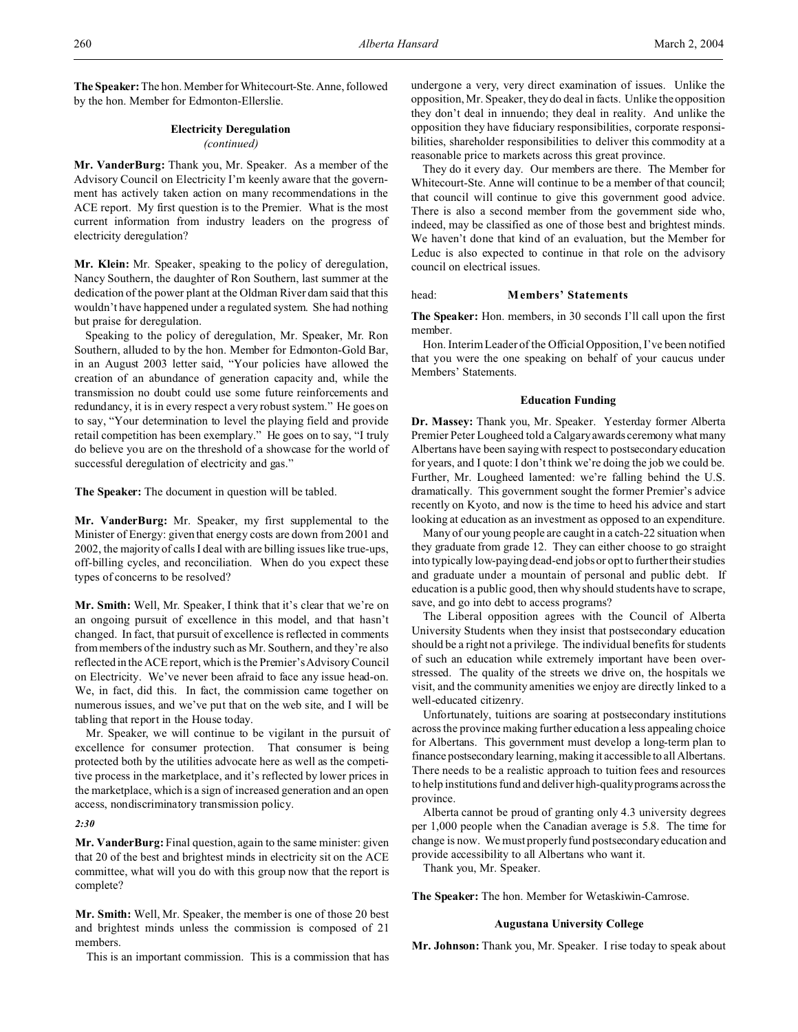**The Speaker:** The hon. Member for Whitecourt-Ste. Anne, followed by the hon. Member for Edmonton-Ellerslie.

### Electricity Deregulation
*(continued)*

**Mr. VanderBurg:** Thank you, Mr. Speaker. As a member of the Advisory Council on Electricity I'm keenly aware that the government has actively taken action on many recommendations in the ACE report. My first question is to the Premier. What is the most current information from industry leaders on the progress of electricity deregulation?

**Mr. Klein:** Mr. Speaker, speaking to the policy of deregulation, Nancy Southern, the daughter of Ron Southern, last summer at the dedication of the power plant at the Oldman River dam said that this wouldn't have happened under a regulated system. She had nothing but praise for deregulation.

Speaking to the policy of deregulation, Mr. Speaker, Mr. Ron Southern, alluded to by the hon. Member for Edmonton-Gold Bar, in an August 2003 letter said, "Your policies have allowed the creation of an abundance of generation capacity and, while the transmission no doubt could use some future reinforcements and redundancy, it is in every respect a very robust system." He goes on to say, "Your determination to level the playing field and provide retail competition has been exemplary." He goes on to say, "I truly do believe you are on the threshold of a showcase for the world of successful deregulation of electricity and gas."

**The Speaker:** The document in question will be tabled.

**Mr. VanderBurg:** Mr. Speaker, my first supplemental to the Minister of Energy: given that energy costs are down from 2001 and 2002, the majority of calls I deal with are billing issues like true-ups, off-billing cycles, and reconciliation. When do you expect these types of concerns to be resolved?

**Mr. Smith:** Well, Mr. Speaker, I think that it's clear that we're on an ongoing pursuit of excellence in this model, and that hasn't changed. In fact, that pursuit of excellence is reflected in comments from members of the industry such as Mr. Southern, and they're also reflected in the ACE report, which is the Premier's Advisory Council on Electricity. We've never been afraid to face any issue head-on. We, in fact, did this. In fact, the commission came together on numerous issues, and we've put that on the web site, and I will be tabling that report in the House today.

Mr. Speaker, we will continue to be vigilant in the pursuit of excellence for consumer protection. That consumer is being protected both by the utilities advocate here as well as the competitive process in the marketplace, and it's reflected by lower prices in the marketplace, which is a sign of increased generation and an open access, nondiscriminatory transmission policy.

*2:30*

**Mr. VanderBurg:** Final question, again to the same minister: given that 20 of the best and brightest minds in electricity sit on the ACE committee, what will you do with this group now that the report is complete?

**Mr. Smith:** Well, Mr. Speaker, the member is one of those 20 best and brightest minds unless the commission is composed of 21 members.

This is an important commission. This is a commission that has undergone a very, very direct examination of issues. Unlike the opposition, Mr. Speaker, they do deal in facts. Unlike the opposition they don't deal in innuendo; they deal in reality. And unlike the opposition they have fiduciary responsibilities, corporate responsibilities, shareholder responsibilities to deliver this commodity at a reasonable price to markets across this great province.

They do it every day. Our members are there. The Member for Whitecourt-Ste. Anne will continue to be a member of that council; that council will continue to give this government good advice. There is also a second member from the government side who, indeed, may be classified as one of those best and brightest minds. We haven't done that kind of an evaluation, but the Member for Leduc is also expected to continue in that role on the advisory council on electrical issues.

head: **Members' Statements**

**The Speaker:** Hon. members, in 30 seconds I'll call upon the first member.

Hon. Interim Leader of the Official Opposition, I've been notified that you were the one speaking on behalf of your caucus under Members' Statements.

### Education Funding

**Dr. Massey:** Thank you, Mr. Speaker. Yesterday former Alberta Premier Peter Lougheed told a Calgary awards ceremony what many Albertans have been saying with respect to postsecondary education for years, and I quote: I don't think we're doing the job we could be. Further, Mr. Lougheed lamented: we're falling behind the U.S. dramatically. This government sought the former Premier's advice recently on Kyoto, and now is the time to heed his advice and start looking at education as an investment as opposed to an expenditure.

Many of our young people are caught in a catch-22 situation when they graduate from grade 12. They can either choose to go straight into typically low-paying dead-end jobs or opt to further their studies and graduate under a mountain of personal and public debt. If education is a public good, then why should students have to scrape, save, and go into debt to access programs?

The Liberal opposition agrees with the Council of Alberta University Students when they insist that postsecondary education should be a right not a privilege. The individual benefits for students of such an education while extremely important have been overstressed. The quality of the streets we drive on, the hospitals we visit, and the community amenities we enjoy are directly linked to a well-educated citizenry.

Unfortunately, tuitions are soaring at postsecondary institutions across the province making further education a less appealing choice for Albertans. This government must develop a long-term plan to finance postsecondary learning, making it accessible to all Albertans. There needs to be a realistic approach to tuition fees and resources to help institutions fund and deliver high-quality programs across the province.

Alberta cannot be proud of granting only 4.3 university degrees per 1,000 people when the Canadian average is 5.8. The time for change is now. We must properly fund postsecondary education and provide accessibility to all Albertans who want it.

Thank you, Mr. Speaker.

**The Speaker:** The hon. Member for Wetaskiwin-Camrose.

### Augustana University College

**Mr. Johnson:** Thank you, Mr. Speaker. I rise today to speak about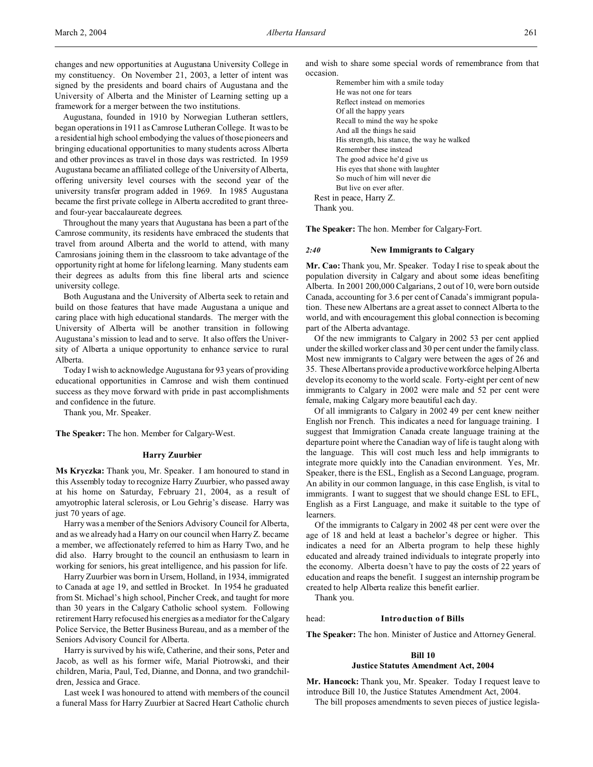changes and new opportunities at Augustana University College in my constituency. On November 21, 2003, a letter of intent was signed by the presidents and board chairs of Augustana and the University of Alberta and the Minister of Learning setting up a framework for a merger between the two institutions.

Augustana, founded in 1910 by Norwegian Lutheran settlers, began operations in 1911 as Camrose Lutheran College. It was to be a residential high school embodying the values of those pioneers and bringing educational opportunities to many students across Alberta and other provinces as travel in those days was restricted. In 1959 Augustana became an affiliated college of the University of Alberta, offering university level courses with the second year of the university transfer program added in 1969. In 1985 Augustana became the first private college in Alberta accredited to grant three- and four-year baccalaureate degrees.

Throughout the many years that Augustana has been a part of the Camrose community, its residents have embraced the students that travel from around Alberta and the world to attend, with many Camrosians joining them in the classroom to take advantage of the opportunity right at home for lifelong learning. Many students earn their degrees as adults from this fine liberal arts and science university college.

Both Augustana and the University of Alberta seek to retain and build on those features that have made Augustana a unique and caring place with high educational standards. The merger with the University of Alberta will be another transition in following Augustana's mission to lead and to serve. It also offers the University of Alberta a unique opportunity to enhance service to rural Alberta.

Today I wish to acknowledge Augustana for 93 years of providing educational opportunities in Camrose and wish them continued success as they move forward with pride in past accomplishments and confidence in the future.

Thank you, Mr. Speaker.

**The Speaker:** The hon. Member for Calgary-West.

### Harry Zuurbier

**Ms Kryczka:** Thank you, Mr. Speaker. I am honoured to stand in this Assembly today to recognize Harry Zuurbier, who passed away at his home on Saturday, February 21, 2004, as a result of amyotrophic lateral sclerosis, or Lou Gehrig's disease. Harry was just 70 years of age.

Harry was a member of the Seniors Advisory Council for Alberta, and as we already had a Harry on our council when Harry Z. became a member, we affectionately referred to him as Harry Two, and he did also. Harry brought to the council an enthusiasm to learn in working for seniors, his great intelligence, and his passion for life.

Harry Zuurbier was born in Ursem, Holland, in 1934, immigrated to Canada at age 19, and settled in Brocket. In 1954 he graduated from St. Michael's high school, Pincher Creek, and taught for more than 30 years in the Calgary Catholic school system. Following retirement Harry refocused his energies as a mediator for the Calgary Police Service, the Better Business Bureau, and as a member of the Seniors Advisory Council for Alberta.

Harry is survived by his wife, Catherine, and their sons, Peter and Jacob, as well as his former wife, Marial Piotrowski, and their children, Maria, Paul, Ted, Dianne, and Donna, and two grandchildren, Jessica and Grace.

Last week I was honoured to attend with members of the council a funeral Mass for Harry Zuurbier at Sacred Heart Catholic church and wish to share some special words of remembrance from that occasion.

> Remember him with a smile today
> He was not one for tears
> Reflect instead on memories
> Of all the happy years
> Recall to mind the way he spoke
> And all the things he said
> His strength, his stance, the way he walked
> Remember these instead
> The good advice he'd give us
> His eyes that shone with laughter
> So much of him will never die
> But live on ever after.

Rest in peace, Harry Z.

Thank you.

**The Speaker:** The hon. Member for Calgary-Fort.

### *2:40* New Immigrants to Calgary

**Mr. Cao:** Thank you, Mr. Speaker. Today I rise to speak about the population diversity in Calgary and about some ideas benefiting Alberta. In 2001 200,000 Calgarians, 2 out of 10, were born outside Canada, accounting for 3.6 per cent of Canada's immigrant population. These new Albertans are a great asset to connect Alberta to the world, and with encouragement this global connection is becoming part of the Alberta advantage.

Of the new immigrants to Calgary in 2002 53 per cent applied under the skilled worker class and 30 per cent under the family class. Most new immigrants to Calgary were between the ages of 26 and 35. These Albertans provide a productive workforce helping Alberta develop its economy to the world scale. Forty-eight per cent of new immigrants to Calgary in 2002 were male and 52 per cent were female, making Calgary more beautiful each day.

Of all immigrants to Calgary in 2002 49 per cent knew neither English nor French. This indicates a need for language training. I suggest that Immigration Canada create language training at the departure point where the Canadian way of life is taught along with the language. This will cost much less and help immigrants to integrate more quickly into the Canadian environment. Yes, Mr. Speaker, there is the ESL, English as a Second Language, program. An ability in our common language, in this case English, is vital to immigrants. I want to suggest that we should change ESL to EFL, English as a First Language, and make it suitable to the type of learners.

Of the immigrants to Calgary in 2002 48 per cent were over the age of 18 and held at least a bachelor's degree or higher. This indicates a need for an Alberta program to help these highly educated and already trained individuals to integrate properly into the economy. Alberta doesn't have to pay the costs of 22 years of education and reaps the benefit. I suggest an internship program be created to help Alberta realize this benefit earlier.

Thank you.

## head: Introduction of Bills

**The Speaker:** The hon. Minister of Justice and Attorney General.

### Bill 10
### Justice Statutes Amendment Act, 2004

**Mr. Hancock:** Thank you, Mr. Speaker. Today I request leave to introduce Bill 10, the Justice Statutes Amendment Act, 2004.

The bill proposes amendments to seven pieces of justice legisla-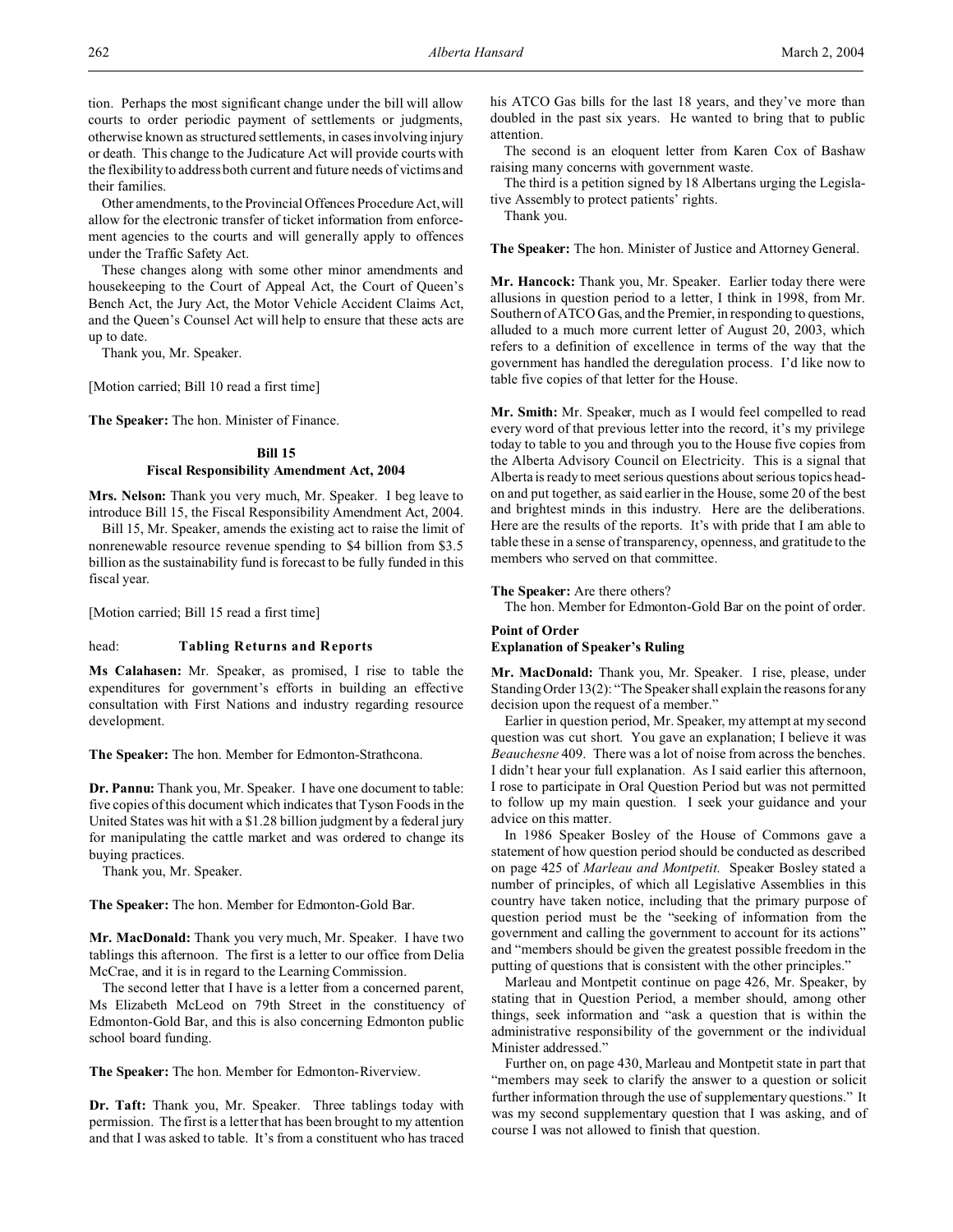tion. Perhaps the most significant change under the bill will allow courts to order periodic payment of settlements or judgments, otherwise known as structured settlements, in cases involving injury or death. This change to the Judicature Act will provide courts with the flexibility to address both current and future needs of victims and their families.

Other amendments, to the Provincial Offences Procedure Act, will allow for the electronic transfer of ticket information from enforcement agencies to the courts and will generally apply to offences under the Traffic Safety Act.

These changes along with some other minor amendments and housekeeping to the Court of Appeal Act, the Court of Queen's Bench Act, the Jury Act, the Motor Vehicle Accident Claims Act, and the Queen's Counsel Act will help to ensure that these acts are up to date.

Thank you, Mr. Speaker.

[Motion carried; Bill 10 read a first time]

**The Speaker:** The hon. Minister of Finance.

### Bill 15
### Fiscal Responsibility Amendment Act, 2004

**Mrs. Nelson:** Thank you very much, Mr. Speaker. I beg leave to introduce Bill 15, the Fiscal Responsibility Amendment Act, 2004.

Bill 15, Mr. Speaker, amends the existing act to raise the limit of nonrenewable resource revenue spending to $4 billion from $3.5 billion as the sustainability fund is forecast to be fully funded in this fiscal year.

[Motion carried; Bill 15 read a first time]

head: **Tabling Returns and Reports**

**Ms Calahasen:** Mr. Speaker, as promised, I rise to table the expenditures for government's efforts in building an effective consultation with First Nations and industry regarding resource development.

**The Speaker:** The hon. Member for Edmonton-Strathcona.

**Dr. Pannu:** Thank you, Mr. Speaker. I have one document to table: five copies of this document which indicates that Tyson Foods in the United States was hit with a $1.28 billion judgment by a federal jury for manipulating the cattle market and was ordered to change its buying practices.

Thank you, Mr. Speaker.

**The Speaker:** The hon. Member for Edmonton-Gold Bar.

**Mr. MacDonald:** Thank you very much, Mr. Speaker. I have two tablings this afternoon. The first is a letter to our office from Delia McCrae, and it is in regard to the Learning Commission.

The second letter that I have is a letter from a concerned parent, Ms Elizabeth McLeod on 79th Street in the constituency of Edmonton-Gold Bar, and this is also concerning Edmonton public school board funding.

**The Speaker:** The hon. Member for Edmonton-Riverview.

**Dr. Taft:** Thank you, Mr. Speaker. Three tablings today with permission. The first is a letter that has been brought to my attention and that I was asked to table. It's from a constituent who has traced his ATCO Gas bills for the last 18 years, and they've more than doubled in the past six years. He wanted to bring that to public attention.

The second is an eloquent letter from Karen Cox of Bashaw raising many concerns with government waste.

The third is a petition signed by 18 Albertans urging the Legislative Assembly to protect patients' rights.

Thank you.

**The Speaker:** The hon. Minister of Justice and Attorney General.

**Mr. Hancock:** Thank you, Mr. Speaker. Earlier today there were allusions in question period to a letter, I think in 1998, from Mr. Southern of ATCO Gas, and the Premier, in responding to questions, alluded to a much more current letter of August 20, 2003, which refers to a definition of excellence in terms of the way that the government has handled the deregulation process. I'd like now to table five copies of that letter for the House.

**Mr. Smith:** Mr. Speaker, much as I would feel compelled to read every word of that previous letter into the record, it's my privilege today to table to you and through you to the House five copies from the Alberta Advisory Council on Electricity. This is a signal that Alberta is ready to meet serious questions about serious topics head-on and put together, as said earlier in the House, some 20 of the best and brightest minds in this industry. Here are the deliberations. Here are the results of the reports. It's with pride that I am able to table these in a sense of transparency, openness, and gratitude to the members who served on that committee.

**The Speaker:** Are there others?

The hon. Member for Edmonton-Gold Bar on the point of order.

### Point of Order
### Explanation of Speaker's Ruling

**Mr. MacDonald:** Thank you, Mr. Speaker. I rise, please, under Standing Order 13(2): "The Speaker shall explain the reasons for any decision upon the request of a member."

Earlier in question period, Mr. Speaker, my attempt at my second question was cut short. You gave an explanation; I believe it was *Beauchesne* 409. There was a lot of noise from across the benches. I didn't hear your full explanation. As I said earlier this afternoon, I rose to participate in Oral Question Period but was not permitted to follow up my main question. I seek your guidance and your advice on this matter.

In 1986 Speaker Bosley of the House of Commons gave a statement of how question period should be conducted as described on page 425 of *Marleau and Montpetit*. Speaker Bosley stated a number of principles, of which all Legislative Assemblies in this country have taken notice, including that the primary purpose of question period must be the "seeking of information from the government and calling the government to account for its actions" and "members should be given the greatest possible freedom in the putting of questions that is consistent with the other principles."

Marleau and Montpetit continue on page 426, Mr. Speaker, by stating that in Question Period, a member should, among other things, seek information and "ask a question that is within the administrative responsibility of the government or the individual Minister addressed."

Further on, on page 430, Marleau and Montpetit state in part that "members may seek to clarify the answer to a question or solicit further information through the use of supplementary questions." It was my second supplementary question that I was asking, and of course I was not allowed to finish that question.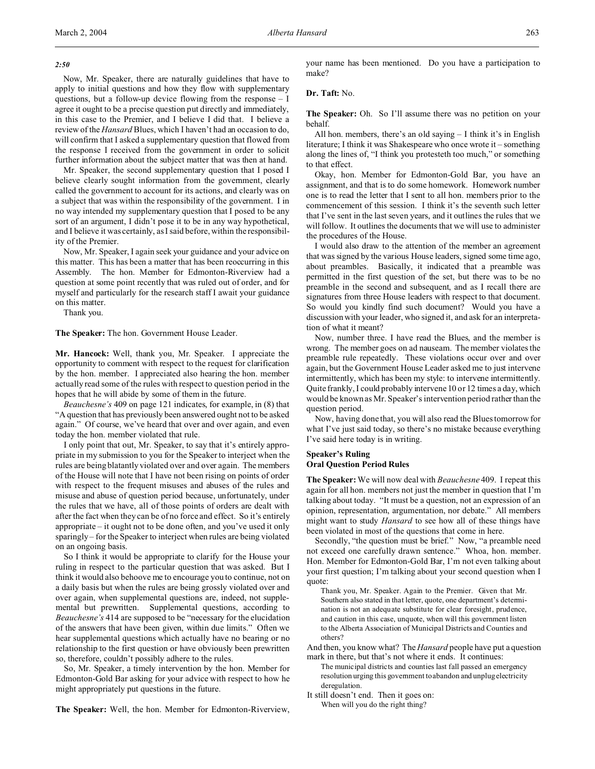*2:50*

Now, Mr. Speaker, there are naturally guidelines that have to apply to initial questions and how they flow with supplementary questions, but a follow-up device flowing from the response – I agree it ought to be a precise question put directly and immediately, in this case to the Premier, and I believe I did that. I believe a review of the *Hansard* Blues, which I haven't had an occasion to do, will confirm that I asked a supplementary question that flowed from the response I received from the government in order to solicit further information about the subject matter that was then at hand.

Mr. Speaker, the second supplementary question that I posed I believe clearly sought information from the government, clearly called the government to account for its actions, and clearly was on a subject that was within the responsibility of the government. I in no way intended my supplementary question that I posed to be any sort of an argument, I didn't pose it to be in any way hypothetical, and I believe it was certainly, as I said before, within the responsibility of the Premier.

Now, Mr. Speaker, I again seek your guidance and your advice on this matter. This has been a matter that has been reoccurring in this Assembly. The hon. Member for Edmonton-Riverview had a question at some point recently that was ruled out of order, and for myself and particularly for the research staff I await your guidance on this matter.

Thank you.

**The Speaker:** The hon. Government House Leader.

**Mr. Hancock:** Well, thank you, Mr. Speaker. I appreciate the opportunity to comment with respect to the request for clarification by the hon. member. I appreciated also hearing the hon. member actually read some of the rules with respect to question period in the hopes that he will abide by some of them in the future.

*Beauchesne's* 409 on page 121 indicates, for example, in (8) that "A question that has previously been answered ought not to be asked again." Of course, we've heard that over and over again, and even today the hon. member violated that rule.

I only point that out, Mr. Speaker, to say that it's entirely appropriate in my submission to you for the Speaker to interject when the rules are being blatantly violated over and over again. The members of the House will note that I have not been rising on points of order with respect to the frequent misuses and abuses of the rules and misuse and abuse of question period because, unfortunately, under the rules that we have, all of those points of orders are dealt with after the fact when they can be of no force and effect. So it's entirely appropriate – it ought not to be done often, and you've used it only sparingly – for the Speaker to interject when rules are being violated on an ongoing basis.

So I think it would be appropriate to clarify for the House your ruling in respect to the particular question that was asked. But I think it would also behoove me to encourage you to continue, not on a daily basis but when the rules are being grossly violated over and over again, when supplemental questions are, indeed, not supplemental but prewritten. Supplemental questions, according to *Beauchesne's* 414 are supposed to be "necessary for the elucidation of the answers that have been given, within due limits." Often we hear supplemental questions which actually have no bearing or no relationship to the first question or have obviously been prewritten so, therefore, couldn't possibly adhere to the rules.

So, Mr. Speaker, a timely intervention by the hon. Member for Edmonton-Gold Bar asking for your advice with respect to how he might appropriately put questions in the future.

**The Speaker:** Well, the hon. Member for Edmonton-Riverview, your name has been mentioned. Do you have a participation to make?

**Dr. Taft:** No.

**The Speaker:** Oh. So I'll assume there was no petition on your behalf.

All hon. members, there's an old saying – I think it's in English literature; I think it was Shakespeare who once wrote it – something along the lines of, "I think you protesteth too much," or something to that effect.

Okay, hon. Member for Edmonton-Gold Bar, you have an assignment, and that is to do some homework. Homework number one is to read the letter that I sent to all hon. members prior to the commencement of this session. I think it's the seventh such letter that I've sent in the last seven years, and it outlines the rules that we will follow. It outlines the documents that we will use to administer the procedures of the House.

I would also draw to the attention of the member an agreement that was signed by the various House leaders, signed some time ago, about preambles. Basically, it indicated that a preamble was permitted in the first question of the set, but there was to be no preamble in the second and subsequent, and as I recall there are signatures from three House leaders with respect to that document. So would you kindly find such document? Would you have a discussion with your leader, who signed it, and ask for an interpretation of what it meant?

Now, number three. I have read the Blues, and the member is wrong. The member goes on ad nauseam. The member violates the preamble rule repeatedly. These violations occur over and over again, but the Government House Leader asked me to just intervene intermittently, which has been my style: to intervene intermittently. Quite frankly, I could probably intervene 10 or 12 times a day, which would be known as Mr. Speaker's intervention period rather than the question period.

Now, having done that, you will also read the Blues tomorrow for what I've just said today, so there's no mistake because everything I've said here today is in writing.

### Speaker's Ruling
### Oral Question Period Rules

**The Speaker:** We will now deal with *Beauchesne* 409. I repeat this again for all hon. members not just the member in question that I'm talking about today. "It must be a question, not an expression of an opinion, representation, argumentation, nor debate." All members might want to study *Hansard* to see how all of these things have been violated in most of the questions that come in here.

Secondly, "the question must be brief." Now, "a preamble need not exceed one carefully drawn sentence." Whoa, hon. member. Hon. Member for Edmonton-Gold Bar, I'm not even talking about your first question; I'm talking about your second question when I quote:

> Thank you, Mr. Speaker. Again to the Premier. Given that Mr. Southern also stated in that letter, quote, one department's determination is not an adequate substitute for clear foresight, prudence, and caution in this case, unquote, when will this government listen to the Alberta Association of Municipal Districts and Counties and others?

And then, you know what? The *Hansard* people have put a question mark in there, but that's not where it ends. It continues:

> The municipal districts and counties last fall passed an emergency resolution urging this government to abandon and unplug electricity deregulation.

It still doesn't end. Then it goes on:

> When will you do the right thing?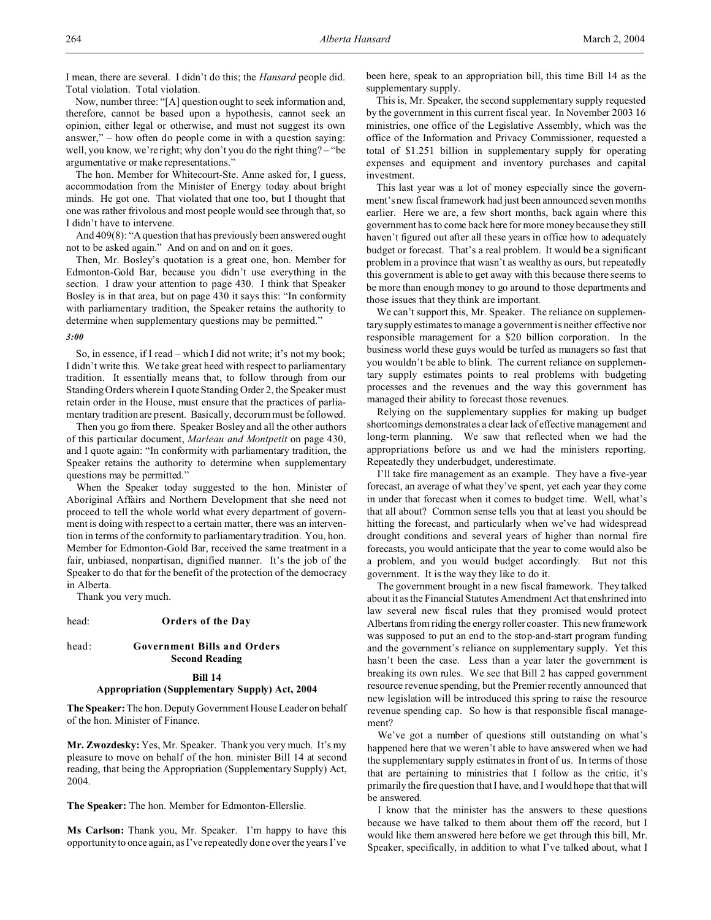I mean, there are several. I didn't do this; the *Hansard* people did. Total violation. Total violation.

Now, number three: "[A] question ought to seek information and, therefore, cannot be based upon a hypothesis, cannot seek an opinion, either legal or otherwise, and must not suggest its own answer," – how often do people come in with a question saying: well, you know, we're right; why don't you do the right thing? – "be argumentative or make representations."

The hon. Member for Whitecourt-Ste. Anne asked for, I guess, accommodation from the Minister of Energy today about bright minds. He got one. That violated that one too, but I thought that one was rather frivolous and most people would see through that, so I didn't have to intervene.

And 409(8): "A question that has previously been answered ought not to be asked again." And on and on and on it goes.

Then, Mr. Bosley's quotation is a great one, hon. Member for Edmonton-Gold Bar, because you didn't use everything in the section. I draw your attention to page 430. I think that Speaker Bosley is in that area, but on page 430 it says this: "In conformity with parliamentary tradition, the Speaker retains the authority to determine when supplementary questions may be permitted."

*3:00*

So, in essence, if I read – which I did not write; it's not my book; I didn't write this. We take great heed with respect to parliamentary tradition. It essentially means that, to follow through from our Standing Orders wherein I quote Standing Order 2, the Speaker must retain order in the House, must ensure that the practices of parliamentary tradition are present. Basically, decorum must be followed.

Then you go from there. Speaker Bosley and all the other authors of this particular document, *Marleau and Montpetit* on page 430, and I quote again: "In conformity with parliamentary tradition, the Speaker retains the authority to determine when supplementary questions may be permitted."

When the Speaker today suggested to the hon. Minister of Aboriginal Affairs and Northern Development that she need not proceed to tell the whole world what every department of government is doing with respect to a certain matter, there was an intervention in terms of the conformity to parliamentary tradition. You, hon. Member for Edmonton-Gold Bar, received the same treatment in a fair, unbiased, nonpartisan, dignified manner. It's the job of the Speaker to do that for the benefit of the protection of the democracy in Alberta.

Thank you very much.

head: **Orders of the Day**

head: **Government Bills and Orders**
**Second Reading**

**Bill 14**
**Appropriation (Supplementary Supply) Act, 2004**

**The Speaker:** The hon. Deputy Government House Leader on behalf of the hon. Minister of Finance.

**Mr. Zwozdesky:** Yes, Mr. Speaker. Thank you very much. It's my pleasure to move on behalf of the hon. minister Bill 14 at second reading, that being the Appropriation (Supplementary Supply) Act, 2004.

**The Speaker:** The hon. Member for Edmonton-Ellerslie.

**Ms Carlson:** Thank you, Mr. Speaker. I'm happy to have this opportunity to once again, as I've repeatedly done over the years I've been here, speak to an appropriation bill, this time Bill 14 as the supplementary supply.

This is, Mr. Speaker, the second supplementary supply requested by the government in this current fiscal year. In November 2003 16 ministries, one office of the Legislative Assembly, which was the office of the Information and Privacy Commissioner, requested a total of $1.251 billion in supplementary supply for operating expenses and equipment and inventory purchases and capital investment.

This last year was a lot of money especially since the government's new fiscal framework had just been announced seven months earlier. Here we are, a few short months, back again where this government has to come back here for more money because they still haven't figured out after all these years in office how to adequately budget or forecast. That's a real problem. It would be a significant problem in a province that wasn't as wealthy as ours, but repeatedly this government is able to get away with this because there seems to be more than enough money to go around to those departments and those issues that they think are important.

We can't support this, Mr. Speaker. The reliance on supplementary supply estimates to manage a government is neither effective nor responsible management for a $20 billion corporation. In the business world these guys would be turfed as managers so fast that you wouldn't be able to blink. The current reliance on supplementary supply estimates points to real problems with budgeting processes and the revenues and the way this government has managed their ability to forecast those revenues.

Relying on the supplementary supplies for making up budget shortcomings demonstrates a clear lack of effective management and long-term planning. We saw that reflected when we had the appropriations before us and we had the ministers reporting. Repeatedly they underbudget, underestimate.

I'll take fire management as an example. They have a five-year forecast, an average of what they've spent, yet each year they come in under that forecast when it comes to budget time. Well, what's that all about? Common sense tells you that at least you should be hitting the forecast, and particularly when we've had widespread drought conditions and several years of higher than normal fire forecasts, you would anticipate that the year to come would also be a problem, and you would budget accordingly. But not this government. It is the way they like to do it.

The government brought in a new fiscal framework. They talked about it as the Financial Statutes Amendment Act that enshrined into law several new fiscal rules that they promised would protect Albertans from riding the energy roller coaster. This new framework was supposed to put an end to the stop-and-start program funding and the government's reliance on supplementary supply. Yet this hasn't been the case. Less than a year later the government is breaking its own rules. We see that Bill 2 has capped government resource revenue spending, but the Premier recently announced that new legislation will be introduced this spring to raise the resource revenue spending cap. So how is that responsible fiscal management?

We've got a number of questions still outstanding on what's happened here that we weren't able to have answered when we had the supplementary supply estimates in front of us. In terms of those that are pertaining to ministries that I follow as the critic, it's primarily the fire question that I have, and I would hope that that will be answered.

I know that the minister has the answers to these questions because we have talked to them about them off the record, but I would like them answered here before we get through this bill, Mr. Speaker, specifically, in addition to what I've talked about, what I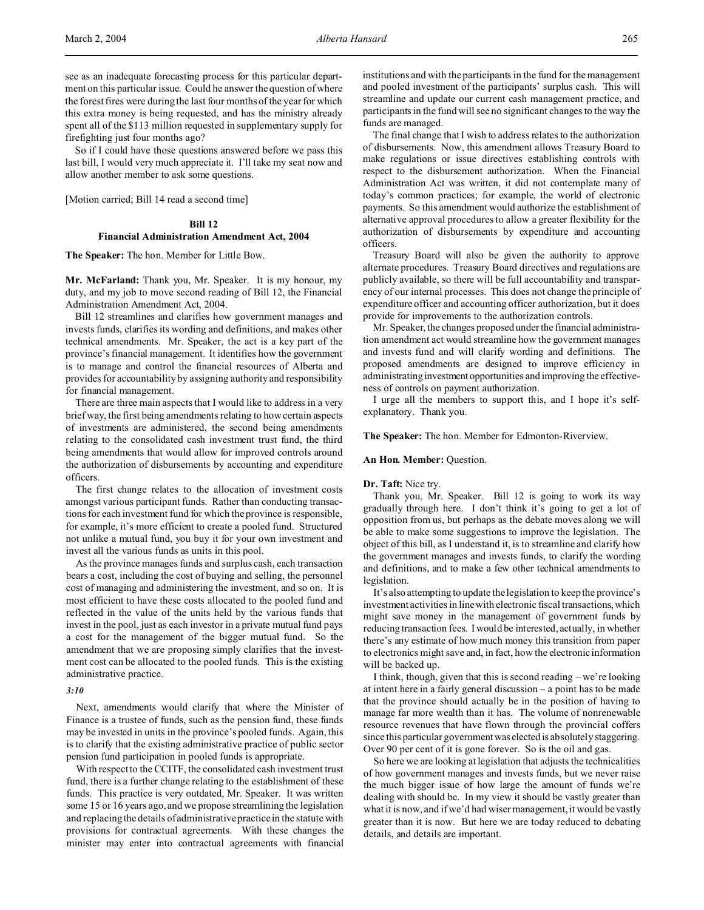see as an inadequate forecasting process for this particular department on this particular issue. Could he answer the question of where the forest fires were during the last four months of the year for which this extra money is being requested, and has the ministry already spent all of the $113 million requested in supplementary supply for firefighting just four months ago?

So if I could have those questions answered before we pass this last bill, I would very much appreciate it. I'll take my seat now and allow another member to ask some questions.

[Motion carried; Bill 14 read a second time]

## Bill 12
## Financial Administration Amendment Act, 2004

**The Speaker:** The hon. Member for Little Bow.

**Mr. McFarland:** Thank you, Mr. Speaker. It is my honour, my duty, and my job to move second reading of Bill 12, the Financial Administration Amendment Act, 2004.

Bill 12 streamlines and clarifies how government manages and invests funds, clarifies its wording and definitions, and makes other technical amendments. Mr. Speaker, the act is a key part of the province's financial management. It identifies how the government is to manage and control the financial resources of Alberta and provides for accountability by assigning authority and responsibility for financial management.

There are three main aspects that I would like to address in a very brief way, the first being amendments relating to how certain aspects of investments are administered, the second being amendments relating to the consolidated cash investment trust fund, the third being amendments that would allow for improved controls around the authorization of disbursements by accounting and expenditure officers.

The first change relates to the allocation of investment costs amongst various participant funds. Rather than conducting transactions for each investment fund for which the province is responsible, for example, it's more efficient to create a pooled fund. Structured not unlike a mutual fund, you buy it for your own investment and invest all the various funds as units in this pool.

As the province manages funds and surplus cash, each transaction bears a cost, including the cost of buying and selling, the personnel cost of managing and administering the investment, and so on. It is most efficient to have these costs allocated to the pooled fund and reflected in the value of the units held by the various funds that invest in the pool, just as each investor in a private mutual fund pays a cost for the management of the bigger mutual fund. So the amendment that we are proposing simply clarifies that the investment cost can be allocated to the pooled funds. This is the existing administrative practice.

*3:10*

Next, amendments would clarify that where the Minister of Finance is a trustee of funds, such as the pension fund, these funds may be invested in units in the province's pooled funds. Again, this is to clarify that the existing administrative practice of public sector pension fund participation in pooled funds is appropriate.

With respect to the CCITF, the consolidated cash investment trust fund, there is a further change relating to the establishment of these funds. This practice is very outdated, Mr. Speaker. It was written some 15 or 16 years ago, and we propose streamlining the legislation and replacing the details of administrative practice in the statute with provisions for contractual agreements. With these changes the minister may enter into contractual agreements with financial institutions and with the participants in the fund for the management and pooled investment of the participants' surplus cash. This will streamline and update our current cash management practice, and participants in the fund will see no significant changes to the way the funds are managed.

The final change that I wish to address relates to the authorization of disbursements. Now, this amendment allows Treasury Board to make regulations or issue directives establishing controls with respect to the disbursement authorization. When the Financial Administration Act was written, it did not contemplate many of today's common practices; for example, the world of electronic payments. So this amendment would authorize the establishment of alternative approval procedures to allow a greater flexibility for the authorization of disbursements by expenditure and accounting officers.

Treasury Board will also be given the authority to approve alternate procedures. Treasury Board directives and regulations are publicly available, so there will be full accountability and transparency of our internal processes. This does not change the principle of expenditure officer and accounting officer authorization, but it does provide for improvements to the authorization controls.

Mr. Speaker, the changes proposed under the financial administration amendment act would streamline how the government manages and invests fund and will clarify wording and definitions. The proposed amendments are designed to improve efficiency in administrating investment opportunities and improving the effectiveness of controls on payment authorization.

I urge all the members to support this, and I hope it's self-explanatory. Thank you.

**The Speaker:** The hon. Member for Edmonton-Riverview.

**An Hon. Member:** Question.

**Dr. Taft:** Nice try.

Thank you, Mr. Speaker. Bill 12 is going to work its way gradually through here. I don't think it's going to get a lot of opposition from us, but perhaps as the debate moves along we will be able to make some suggestions to improve the legislation. The object of this bill, as I understand it, is to streamline and clarify how the government manages and invests funds, to clarify the wording and definitions, and to make a few other technical amendments to legislation.

It's also attempting to update the legislation to keep the province's investment activities in line with electronic fiscal transactions, which might save money in the management of government funds by reducing transaction fees. I would be interested, actually, in whether there's any estimate of how much money this transition from paper to electronics might save and, in fact, how the electronic information will be backed up.

I think, though, given that this is second reading – we're looking at intent here in a fairly general discussion – a point has to be made that the province should actually be in the position of having to manage far more wealth than it has. The volume of nonrenewable resource revenues that have flown through the provincial coffers since this particular government was elected is absolutely staggering. Over 90 per cent of it is gone forever. So is the oil and gas.

So here we are looking at legislation that adjusts the technicalities of how government manages and invests funds, but we never raise the much bigger issue of how large the amount of funds we're dealing with should be. In my view it should be vastly greater than what it is now, and if we'd had wiser management, it would be vastly greater than it is now. But here we are today reduced to debating details, and details are important.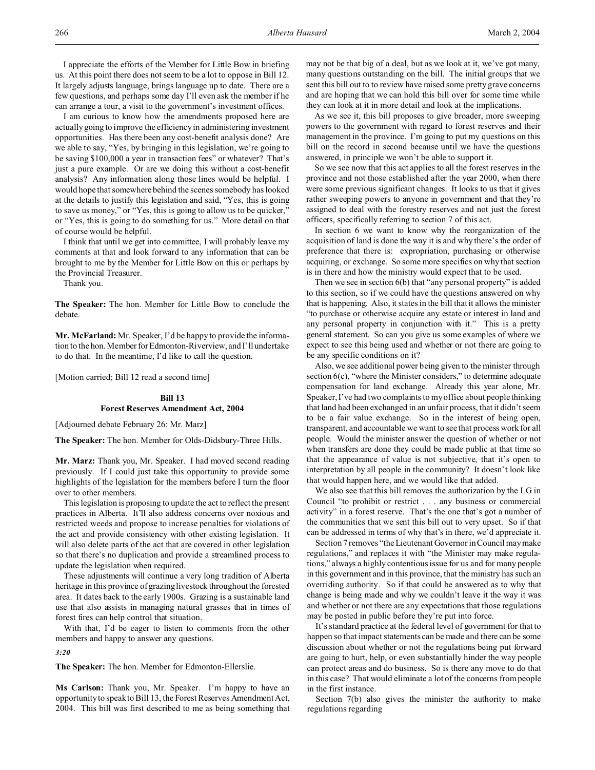I appreciate the efforts of the Member for Little Bow in briefing us. At this point there does not seem to be a lot to oppose in Bill 12. It largely adjusts language, brings language up to date. There are a few questions, and perhaps some day I'll even ask the member if he can arrange a tour, a visit to the government's investment offices.

I am curious to know how the amendments proposed here are actually going to improve the efficiency in administering investment opportunities. Has there been any cost-benefit analysis done? Are we able to say, "Yes, by bringing in this legislation, we're going to be saving $100,000 a year in transaction fees" or whatever? That's just a pure example. Or are we doing this without a cost-benefit analysis? Any information along those lines would be helpful. I would hope that somewhere behind the scenes somebody has looked at the details to justify this legislation and said, "Yes, this is going to save us money," or "Yes, this is going to allow us to be quicker," or "Yes, this is going to do something for us." More detail on that of course would be helpful.

I think that until we get into committee, I will probably leave my comments at that and look forward to any information that can be brought to me by the Member for Little Bow on this or perhaps by the Provincial Treasurer.

Thank you.

**The Speaker:** The hon. Member for Little Bow to conclude the debate.

**Mr. McFarland:** Mr. Speaker, I'd be happy to provide the information to the hon. Member for Edmonton-Riverview, and I'll undertake to do that. In the meantime, I'd like to call the question.

[Motion carried; Bill 12 read a second time]

### Bill 13
### Forest Reserves Amendment Act, 2004

[Adjourned debate February 26: Mr. Marz]

**The Speaker:** The hon. Member for Olds-Didsbury-Three Hills.

**Mr. Marz:** Thank you, Mr. Speaker. I had moved second reading previously. If I could just take this opportunity to provide some highlights of the legislation for the members before I turn the floor over to other members.

This legislation is proposing to update the act to reflect the present practices in Alberta. It'll also address concerns over noxious and restricted weeds and propose to increase penalties for violations of the act and provide consistency with other existing legislation. It will also delete parts of the act that are covered in other legislation so that there's no duplication and provide a streamlined process to update the legislation when required.

These adjustments will continue a very long tradition of Alberta heritage in this province of grazing livestock throughout the forested area. It dates back to the early 1900s. Grazing is a sustainable land use that also assists in managing natural grasses that in times of forest fires can help control that situation.

With that, I'd be eager to listen to comments from the other members and happy to answer any questions.

*3:20*

**The Speaker:** The hon. Member for Edmonton-Ellerslie.

**Ms Carlson:** Thank you, Mr. Speaker. I'm happy to have an opportunity to speak to Bill 13, the Forest Reserves Amendment Act, 2004. This bill was first described to me as being something that may not be that big of a deal, but as we look at it, we've got many, many questions outstanding on the bill. The initial groups that we sent this bill out to to review have raised some pretty grave concerns and are hoping that we can hold this bill over for some time while they can look at it in more detail and look at the implications.

As we see it, this bill proposes to give broader, more sweeping powers to the government with regard to forest reserves and their management in the province. I'm going to put my questions on this bill on the record in second because until we have the questions answered, in principle we won't be able to support it.

So we see now that this act applies to all the forest reserves in the province and not those established after the year 2000, when there were some previous significant changes. It looks to us that it gives rather sweeping powers to anyone in government and that they're assigned to deal with the forestry reserves and not just the forest officers, specifically referring to section 7 of this act.

In section 6 we want to know why the reorganization of the acquisition of land is done the way it is and why there's the order of preference that there is: expropriation, purchasing or otherwise acquiring, or exchange. So some more specifics on why that section is in there and how the ministry would expect that to be used.

Then we see in section 6(b) that "any personal property" is added to this section, so if we could have the questions answered on why that is happening. Also, it states in the bill that it allows the minister "to purchase or otherwise acquire any estate or interest in land and any personal property in conjunction with it." This is a pretty general statement. So can you give us some examples of where we expect to see this being used and whether or not there are going to be any specific conditions on it?

Also, we see additional power being given to the minister through section 6(c), "where the Minister considers," to determine adequate compensation for land exchange. Already this year alone, Mr. Speaker, I've had two complaints to my office about people thinking that land had been exchanged in an unfair process, that it didn't seem to be a fair value exchange. So in the interest of being open, transparent, and accountable we want to see that process work for all people. Would the minister answer the question of whether or not when transfers are done they could be made public at that time so that the appearance of value is not subjective, that it's open to interpretation by all people in the community? It doesn't look like that would happen here, and we would like that added.

We also see that this bill removes the authorization by the LG in Council "to prohibit or restrict . . . any business or commercial activity" in a forest reserve. That's the one that's got a number of the communities that we sent this bill out to very upset. So if that can be addressed in terms of why that's in there, we'd appreciate it.

Section 7 removes "the Lieutenant Governor in Council may make regulations," and replaces it with "the Minister may make regulations," always a highly contentious issue for us and for many people in this government and in this province, that the ministry has such an overriding authority. So if that could be answered as to why that change is being made and why we couldn't leave it the way it was and whether or not there are any expectations that those regulations may be posted in public before they're put into force.

It's standard practice at the federal level of government for that to happen so that impact statements can be made and there can be some discussion about whether or not the regulations being put forward are going to hurt, help, or even substantially hinder the way people can protect areas and do business. So is there any move to do that in this case? That would eliminate a lot of the concerns from people in the first instance.

Section 7(b) also gives the minister the authority to make regulations regarding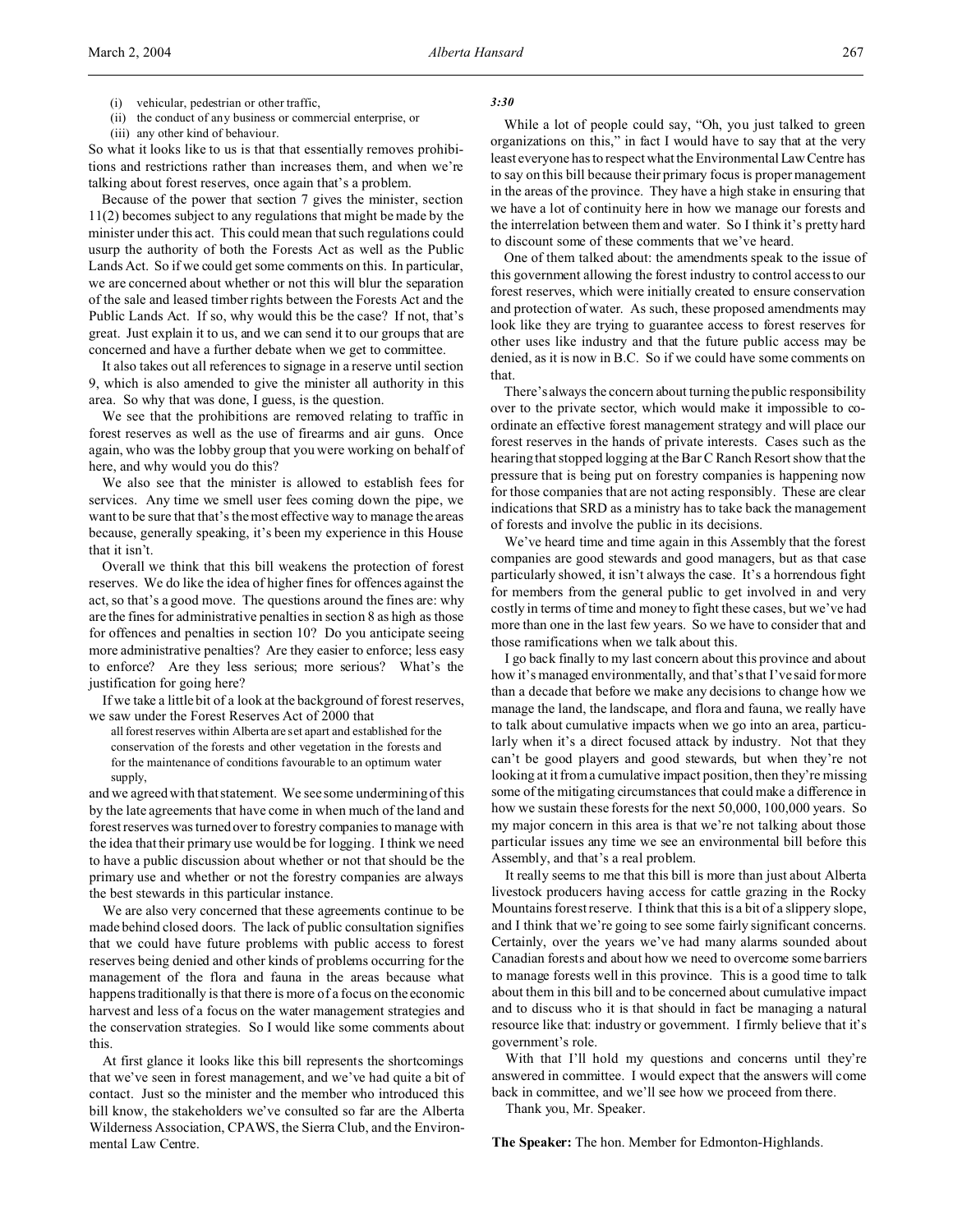(i) vehicular, pedestrian or other traffic,

(ii) the conduct of any business or commercial enterprise, or

(iii) any other kind of behaviour.

So what it looks like to us is that that essentially removes prohibitions and restrictions rather than increases them, and when we're talking about forest reserves, once again that's a problem.

Because of the power that section 7 gives the minister, section 11(2) becomes subject to any regulations that might be made by the minister under this act. This could mean that such regulations could usurp the authority of both the Forests Act as well as the Public Lands Act. So if we could get some comments on this. In particular, we are concerned about whether or not this will blur the separation of the sale and leased timber rights between the Forests Act and the Public Lands Act. If so, why would this be the case? If not, that's great. Just explain it to us, and we can send it to our groups that are concerned and have a further debate when we get to committee.

It also takes out all references to signage in a reserve until section 9, which is also amended to give the minister all authority in this area. So why that was done, I guess, is the question.

We see that the prohibitions are removed relating to traffic in forest reserves as well as the use of firearms and air guns. Once again, who was the lobby group that you were working on behalf of here, and why would you do this?

We also see that the minister is allowed to establish fees for services. Any time we smell user fees coming down the pipe, we want to be sure that that's the most effective way to manage the areas because, generally speaking, it's been my experience in this House that it isn't.

Overall we think that this bill weakens the protection of forest reserves. We do like the idea of higher fines for offences against the act, so that's a good move. The questions around the fines are: why are the fines for administrative penalties in section 8 as high as those for offences and penalties in section 10? Do you anticipate seeing more administrative penalties? Are they easier to enforce; less easy to enforce? Are they less serious; more serious? What's the justification for going here?

If we take a little bit of a look at the background of forest reserves, we saw under the Forest Reserves Act of 2000 that

> all forest reserves within Alberta are set apart and established for the conservation of the forests and other vegetation in the forests and for the maintenance of conditions favourable to an optimum water supply,

and we agreed with that statement. We see some undermining of this by the late agreements that have come in when much of the land and forest reserves was turned over to forestry companies to manage with the idea that their primary use would be for logging. I think we need to have a public discussion about whether or not that should be the primary use and whether or not the forestry companies are always the best stewards in this particular instance.

We are also very concerned that these agreements continue to be made behind closed doors. The lack of public consultation signifies that we could have future problems with public access to forest reserves being denied and other kinds of problems occurring for the management of the flora and fauna in the areas because what happens traditionally is that there is more of a focus on the economic harvest and less of a focus on the water management strategies and the conservation strategies. So I would like some comments about this.

At first glance it looks like this bill represents the shortcomings that we've seen in forest management, and we've had quite a bit of contact. Just so the minister and the member who introduced this bill know, the stakeholders we've consulted so far are the Alberta Wilderness Association, CPAWS, the Sierra Club, and the Environmental Law Centre.

*3:30*

While a lot of people could say, "Oh, you just talked to green organizations on this," in fact I would have to say that at the very least everyone has to respect what the Environmental Law Centre has to say on this bill because their primary focus is proper management in the areas of the province. They have a high stake in ensuring that we have a lot of continuity here in how we manage our forests and the interrelation between them and water. So I think it's pretty hard to discount some of these comments that we've heard.

One of them talked about: the amendments speak to the issue of this government allowing the forest industry to control access to our forest reserves, which were initially created to ensure conservation and protection of water. As such, these proposed amendments may look like they are trying to guarantee access to forest reserves for other uses like industry and that the future public access may be denied, as it is now in B.C. So if we could have some comments on that.

There's always the concern about turning the public responsibility over to the private sector, which would make it impossible to coordinate an effective forest management strategy and will place our forest reserves in the hands of private interests. Cases such as the hearing that stopped logging at the Bar C Ranch Resort show that the pressure that is being put on forestry companies is happening now for those companies that are not acting responsibly. These are clear indications that SRD as a ministry has to take back the management of forests and involve the public in its decisions.

We've heard time and time again in this Assembly that the forest companies are good stewards and good managers, but as that case particularly showed, it isn't always the case. It's a horrendous fight for members from the general public to get involved in and very costly in terms of time and money to fight these cases, but we've had more than one in the last few years. So we have to consider that and those ramifications when we talk about this.

I go back finally to my last concern about this province and about how it's managed environmentally, and that's that I've said for more than a decade that before we make any decisions to change how we manage the land, the landscape, and flora and fauna, we really have to talk about cumulative impacts when we go into an area, particularly when it's a direct focused attack by industry. Not that they can't be good players and good stewards, but when they're not looking at it from a cumulative impact position, then they're missing some of the mitigating circumstances that could make a difference in how we sustain these forests for the next 50,000, 100,000 years. So my major concern in this area is that we're not talking about those particular issues any time we see an environmental bill before this Assembly, and that's a real problem.

It really seems to me that this bill is more than just about Alberta livestock producers having access for cattle grazing in the Rocky Mountains forest reserve. I think that this is a bit of a slippery slope, and I think that we're going to see some fairly significant concerns. Certainly, over the years we've had many alarms sounded about Canadian forests and about how we need to overcome some barriers to manage forests well in this province. This is a good time to talk about them in this bill and to be concerned about cumulative impact and to discuss who it is that should in fact be managing a natural resource like that: industry or government. I firmly believe that it's government's role.

With that I'll hold my questions and concerns until they're answered in committee. I would expect that the answers will come back in committee, and we'll see how we proceed from there.

Thank you, Mr. Speaker.

**The Speaker:** The hon. Member for Edmonton-Highlands.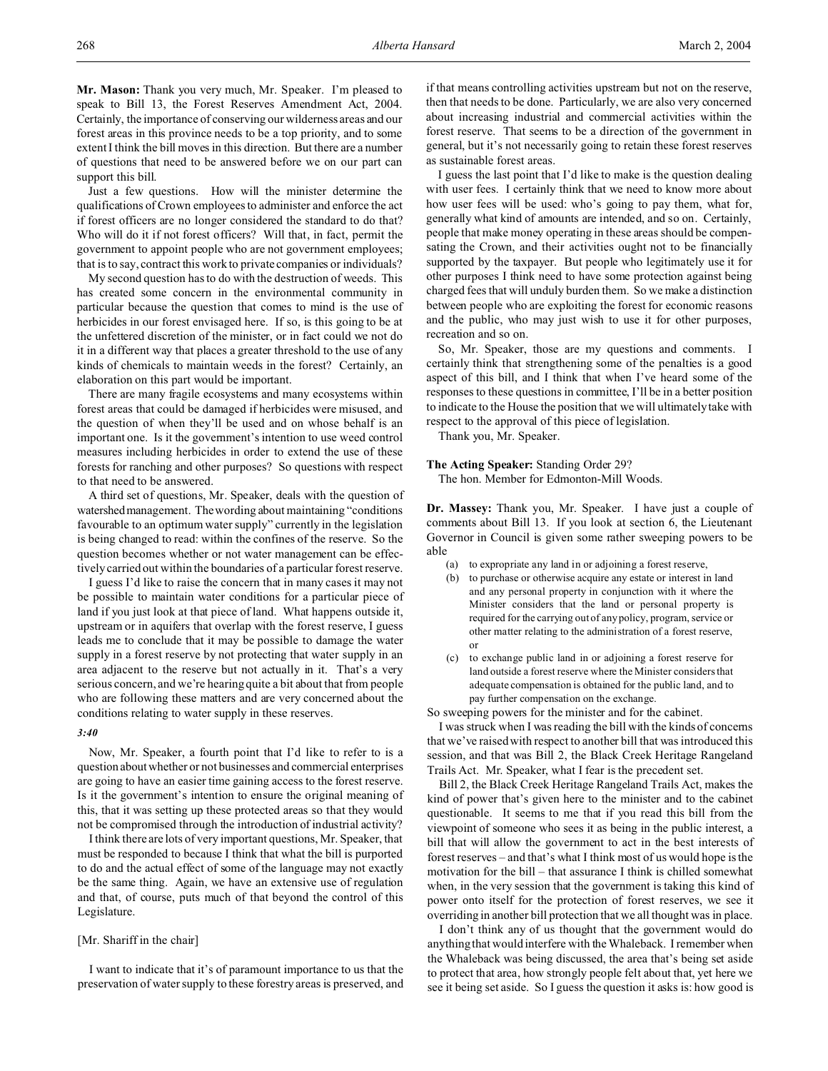**Mr. Mason:** Thank you very much, Mr. Speaker. I'm pleased to speak to Bill 13, the Forest Reserves Amendment Act, 2004. Certainly, the importance of conserving our wilderness areas and our forest areas in this province needs to be a top priority, and to some extent I think the bill moves in this direction. But there are a number of questions that need to be answered before we on our part can support this bill.

Just a few questions. How will the minister determine the qualifications of Crown employees to administer and enforce the act if forest officers are no longer considered the standard to do that? Who will do it if not forest officers? Will that, in fact, permit the government to appoint people who are not government employees; that is to say, contract this work to private companies or individuals?

My second question has to do with the destruction of weeds. This has created some concern in the environmental community in particular because the question that comes to mind is the use of herbicides in our forest envisaged here. If so, is this going to be at the unfettered discretion of the minister, or in fact could we not do it in a different way that places a greater threshold to the use of any kinds of chemicals to maintain weeds in the forest? Certainly, an elaboration on this part would be important.

There are many fragile ecosystems and many ecosystems within forest areas that could be damaged if herbicides were misused, and the question of when they'll be used and on whose behalf is an important one. Is it the government's intention to use weed control measures including herbicides in order to extend the use of these forests for ranching and other purposes? So questions with respect to that need to be answered.

A third set of questions, Mr. Speaker, deals with the question of watershed management. The wording about maintaining "conditions favourable to an optimum water supply" currently in the legislation is being changed to read: within the confines of the reserve. So the question becomes whether or not water management can be effectively carried out within the boundaries of a particular forest reserve.

I guess I'd like to raise the concern that in many cases it may not be possible to maintain water conditions for a particular piece of land if you just look at that piece of land. What happens outside it, upstream or in aquifers that overlap with the forest reserve, I guess leads me to conclude that it may be possible to damage the water supply in a forest reserve by not protecting that water supply in an area adjacent to the reserve but not actually in it. That's a very serious concern, and we're hearing quite a bit about that from people who are following these matters and are very concerned about the conditions relating to water supply in these reserves.

*3:40*

Now, Mr. Speaker, a fourth point that I'd like to refer to is a question about whether or not businesses and commercial enterprises are going to have an easier time gaining access to the forest reserve. Is it the government's intention to ensure the original meaning of this, that it was setting up these protected areas so that they would not be compromised through the introduction of industrial activity?

I think there are lots of very important questions, Mr. Speaker, that must be responded to because I think that what the bill is purported to do and the actual effect of some of the language may not exactly be the same thing. Again, we have an extensive use of regulation and that, of course, puts much of that beyond the control of this Legislature.

[Mr. Shariff in the chair]

I want to indicate that it's of paramount importance to us that the preservation of water supply to these forestry areas is preserved, and if that means controlling activities upstream but not on the reserve, then that needs to be done. Particularly, we are also very concerned about increasing industrial and commercial activities within the forest reserve. That seems to be a direction of the government in general, but it's not necessarily going to retain these forest reserves as sustainable forest areas.

I guess the last point that I'd like to make is the question dealing with user fees. I certainly think that we need to know more about how user fees will be used: who's going to pay them, what for, generally what kind of amounts are intended, and so on. Certainly, people that make money operating in these areas should be compensating the Crown, and their activities ought not to be financially supported by the taxpayer. But people who legitimately use it for other purposes I think need to have some protection against being charged fees that will unduly burden them. So we make a distinction between people who are exploiting the forest for economic reasons and the public, who may just wish to use it for other purposes, recreation and so on.

So, Mr. Speaker, those are my questions and comments. I certainly think that strengthening some of the penalties is a good aspect of this bill, and I think that when I've heard some of the responses to these questions in committee, I'll be in a better position to indicate to the House the position that we will ultimately take with respect to the approval of this piece of legislation.

Thank you, Mr. Speaker.

**The Acting Speaker:** Standing Order 29?

The hon. Member for Edmonton-Mill Woods.

**Dr. Massey:** Thank you, Mr. Speaker. I have just a couple of comments about Bill 13. If you look at section 6, the Lieutenant Governor in Council is given some rather sweeping powers to be able

> (a) to expropriate any land in or adjoining a forest reserve,
>
> (b) to purchase or otherwise acquire any estate or interest in land and any personal property in conjunction with it where the Minister considers that the land or personal property is required for the carrying out of any policy, program, service or other matter relating to the administration of a forest reserve, or
>
> (c) to exchange public land in or adjoining a forest reserve for land outside a forest reserve where the Minister considers that adequate compensation is obtained for the public land, and to pay further compensation on the exchange.

So sweeping powers for the minister and for the cabinet.

I was struck when I was reading the bill with the kinds of concerns that we've raised with respect to another bill that was introduced this session, and that was Bill 2, the Black Creek Heritage Rangeland Trails Act. Mr. Speaker, what I fear is the precedent set.

Bill 2, the Black Creek Heritage Rangeland Trails Act, makes the kind of power that's given here to the minister and to the cabinet questionable. It seems to me that if you read this bill from the viewpoint of someone who sees it as being in the public interest, a bill that will allow the government to act in the best interests of forest reserves – and that's what I think most of us would hope is the motivation for the bill – that assurance I think is chilled somewhat when, in the very session that the government is taking this kind of power onto itself for the protection of forest reserves, we see it overriding in another bill protection that we all thought was in place.

I don't think any of us thought that the government would do anything that would interfere with the Whaleback. I remember when the Whaleback was being discussed, the area that's being set aside to protect that area, how strongly people felt about that, yet here we see it being set aside. So I guess the question it asks is: how good is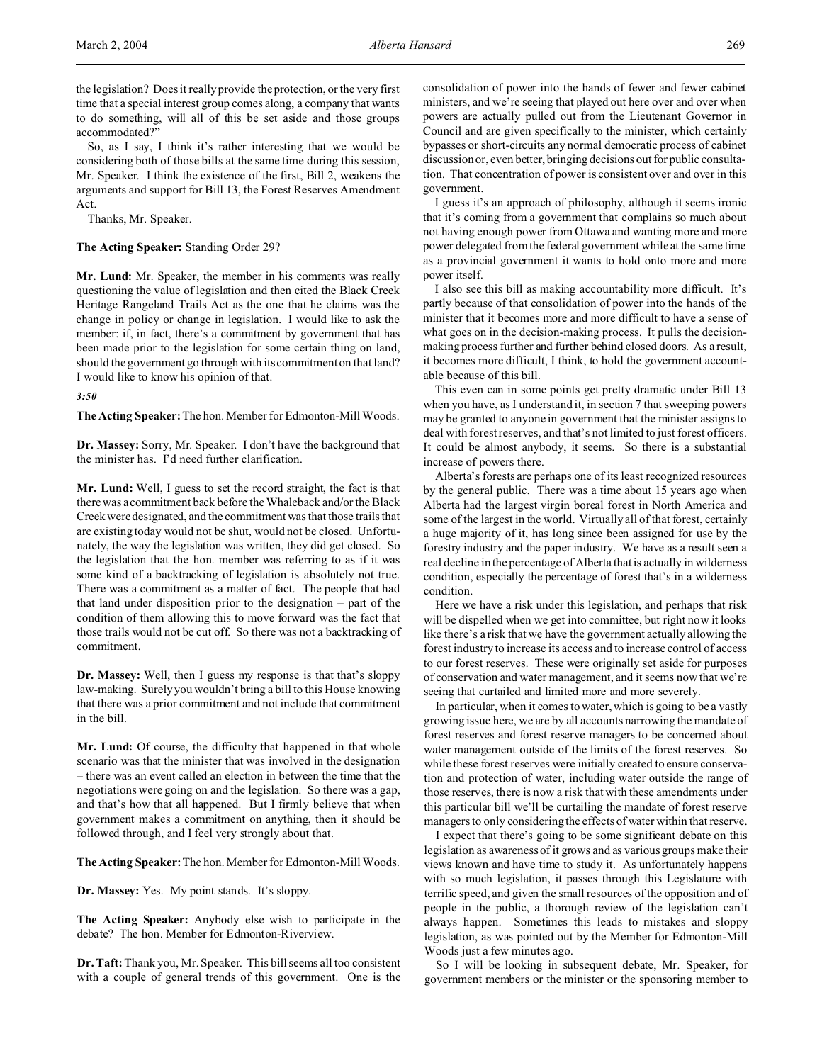the legislation? Does it really provide the protection, or the very first time that a special interest group comes along, a company that wants to do something, will all of this be set aside and those groups accommodated?"

So, as I say, I think it's rather interesting that we would be considering both of those bills at the same time during this session, Mr. Speaker. I think the existence of the first, Bill 2, weakens the arguments and support for Bill 13, the Forest Reserves Amendment Act.

Thanks, Mr. Speaker.

**The Acting Speaker:** Standing Order 29?

**Mr. Lund:** Mr. Speaker, the member in his comments was really questioning the value of legislation and then cited the Black Creek Heritage Rangeland Trails Act as the one that he claims was the change in policy or change in legislation. I would like to ask the member: if, in fact, there's a commitment by government that has been made prior to the legislation for some certain thing on land, should the government go through with its commitment on that land? I would like to know his opinion of that.

*3:50*

**The Acting Speaker:** The hon. Member for Edmonton-Mill Woods.

**Dr. Massey:** Sorry, Mr. Speaker. I don't have the background that the minister has. I'd need further clarification.

**Mr. Lund:** Well, I guess to set the record straight, the fact is that there was a commitment back before the Whaleback and/or the Black Creek were designated, and the commitment was that those trails that are existing today would not be shut, would not be closed. Unfortunately, the way the legislation was written, they did get closed. So the legislation that the hon. member was referring to as if it was some kind of a backtracking of legislation is absolutely not true. There was a commitment as a matter of fact. The people that had that land under disposition prior to the designation – part of the condition of them allowing this to move forward was the fact that those trails would not be cut off. So there was not a backtracking of commitment.

**Dr. Massey:** Well, then I guess my response is that that's sloppy law-making. Surely you wouldn't bring a bill to this House knowing that there was a prior commitment and not include that commitment in the bill.

**Mr. Lund:** Of course, the difficulty that happened in that whole scenario was that the minister that was involved in the designation – there was an event called an election in between the time that the negotiations were going on and the legislation. So there was a gap, and that's how that all happened. But I firmly believe that when government makes a commitment on anything, then it should be followed through, and I feel very strongly about that.

**The Acting Speaker:** The hon. Member for Edmonton-Mill Woods.

**Dr. Massey:** Yes. My point stands. It's sloppy.

**The Acting Speaker:** Anybody else wish to participate in the debate? The hon. Member for Edmonton-Riverview.

**Dr. Taft:** Thank you, Mr. Speaker. This bill seems all too consistent with a couple of general trends of this government. One is the consolidation of power into the hands of fewer and fewer cabinet ministers, and we're seeing that played out here over and over when powers are actually pulled out from the Lieutenant Governor in Council and are given specifically to the minister, which certainly bypasses or short-circuits any normal democratic process of cabinet discussion or, even better, bringing decisions out for public consultation. That concentration of power is consistent over and over in this government.

I guess it's an approach of philosophy, although it seems ironic that it's coming from a government that complains so much about not having enough power from Ottawa and wanting more and more power delegated from the federal government while at the same time as a provincial government it wants to hold onto more and more power itself.

I also see this bill as making accountability more difficult. It's partly because of that consolidation of power into the hands of the minister that it becomes more and more difficult to have a sense of what goes on in the decision-making process. It pulls the decision-making process further and further behind closed doors. As a result, it becomes more difficult, I think, to hold the government accountable because of this bill.

This even can in some points get pretty dramatic under Bill 13 when you have, as I understand it, in section 7 that sweeping powers may be granted to anyone in government that the minister assigns to deal with forest reserves, and that's not limited to just forest officers. It could be almost anybody, it seems. So there is a substantial increase of powers there.

Alberta's forests are perhaps one of its least recognized resources by the general public. There was a time about 15 years ago when Alberta had the largest virgin boreal forest in North America and some of the largest in the world. Virtually all of that forest, certainly a huge majority of it, has long since been assigned for use by the forestry industry and the paper industry. We have as a result seen a real decline in the percentage of Alberta that is actually in wilderness condition, especially the percentage of forest that's in a wilderness condition.

Here we have a risk under this legislation, and perhaps that risk will be dispelled when we get into committee, but right now it looks like there's a risk that we have the government actually allowing the forest industry to increase its access and to increase control of access to our forest reserves. These were originally set aside for purposes of conservation and water management, and it seems now that we're seeing that curtailed and limited more and more severely.

In particular, when it comes to water, which is going to be a vastly growing issue here, we are by all accounts narrowing the mandate of forest reserves and forest reserve managers to be concerned about water management outside of the limits of the forest reserves. So while these forest reserves were initially created to ensure conservation and protection of water, including water outside the range of those reserves, there is now a risk that with these amendments under this particular bill we'll be curtailing the mandate of forest reserve managers to only considering the effects of water within that reserve.

I expect that there's going to be some significant debate on this legislation as awareness of it grows and as various groups make their views known and have time to study it. As unfortunately happens with so much legislation, it passes through this Legislature with terrific speed, and given the small resources of the opposition and of people in the public, a thorough review of the legislation can't always happen. Sometimes this leads to mistakes and sloppy legislation, as was pointed out by the Member for Edmonton-Mill Woods just a few minutes ago.

So I will be looking in subsequent debate, Mr. Speaker, for government members or the minister or the sponsoring member to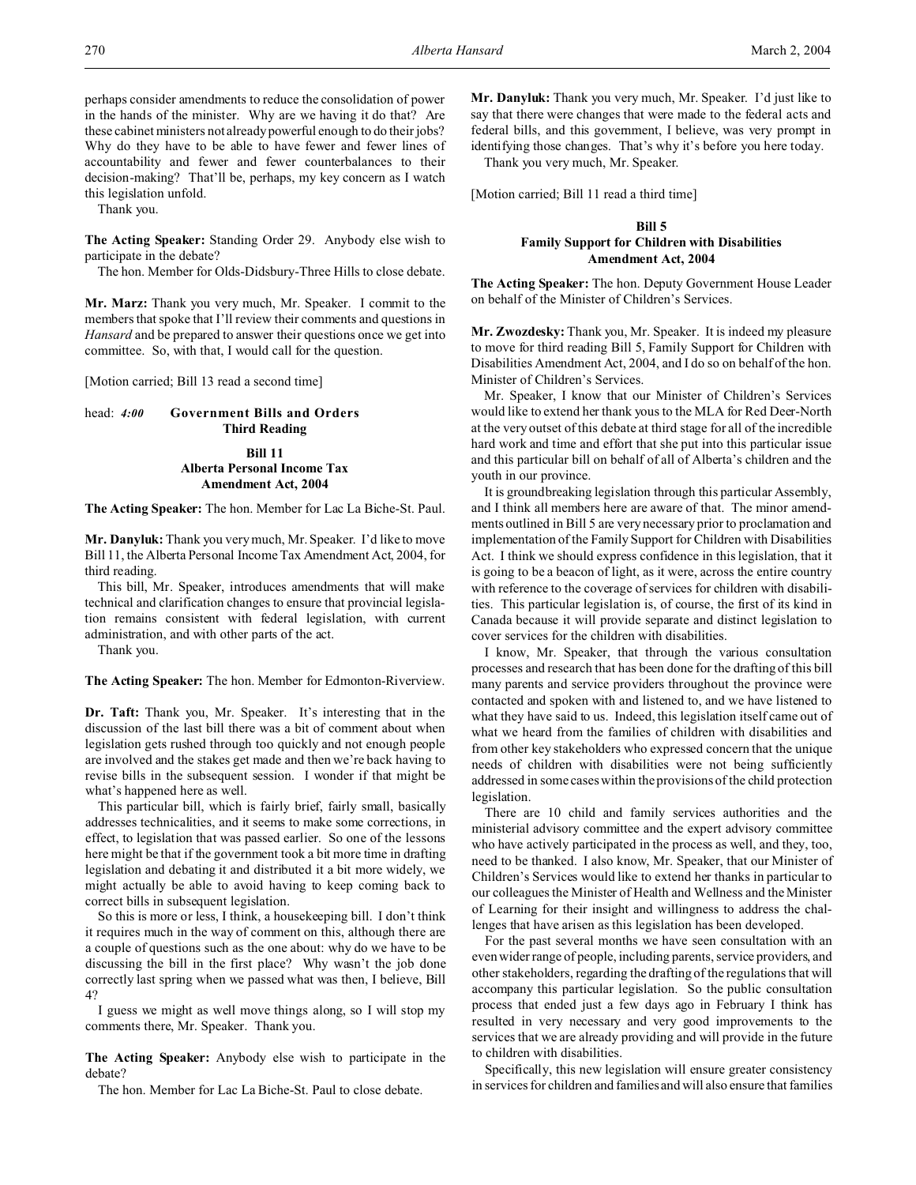perhaps consider amendments to reduce the consolidation of power in the hands of the minister. Why are we having it do that? Are these cabinet ministers not already powerful enough to do their jobs? Why do they have to be able to have fewer and fewer lines of accountability and fewer and fewer counterbalances to their decision-making? That'll be, perhaps, my key concern as I watch this legislation unfold.

Thank you.

**The Acting Speaker:** Standing Order 29. Anybody else wish to participate in the debate?

The hon. Member for Olds-Didsbury-Three Hills to close debate.

**Mr. Marz:** Thank you very much, Mr. Speaker. I commit to the members that spoke that I'll review their comments and questions in *Hansard* and be prepared to answer their questions once we get into committee. So, with that, I would call for the question.

[Motion carried; Bill 13 read a second time]

head: *4:00* **Government Bills and Orders**
**Third Reading**

**Bill 11**
**Alberta Personal Income Tax Amendment Act, 2004**

**The Acting Speaker:** The hon. Member for Lac La Biche-St. Paul.

**Mr. Danyluk:** Thank you very much, Mr. Speaker. I'd like to move Bill 11, the Alberta Personal Income Tax Amendment Act, 2004, for third reading.

This bill, Mr. Speaker, introduces amendments that will make technical and clarification changes to ensure that provincial legislation remains consistent with federal legislation, with current administration, and with other parts of the act.

Thank you.

**The Acting Speaker:** The hon. Member for Edmonton-Riverview.

**Dr. Taft:** Thank you, Mr. Speaker. It's interesting that in the discussion of the last bill there was a bit of comment about when legislation gets rushed through too quickly and not enough people are involved and the stakes get made and then we're back having to revise bills in the subsequent session. I wonder if that might be what's happened here as well.

This particular bill, which is fairly brief, fairly small, basically addresses technicalities, and it seems to make some corrections, in effect, to legislation that was passed earlier. So one of the lessons here might be that if the government took a bit more time in drafting legislation and debating it and distributed it a bit more widely, we might actually be able to avoid having to keep coming back to correct bills in subsequent legislation.

So this is more or less, I think, a housekeeping bill. I don't think it requires much in the way of comment on this, although there are a couple of questions such as the one about: why do we have to be discussing the bill in the first place? Why wasn't the job done correctly last spring when we passed what was then, I believe, Bill 4?

I guess we might as well move things along, so I will stop my comments there, Mr. Speaker. Thank you.

**The Acting Speaker:** Anybody else wish to participate in the debate?

The hon. Member for Lac La Biche-St. Paul to close debate.

**Mr. Danyluk:** Thank you very much, Mr. Speaker. I'd just like to say that there were changes that were made to the federal acts and federal bills, and this government, I believe, was very prompt in identifying those changes. That's why it's before you here today.

Thank you very much, Mr. Speaker.

[Motion carried; Bill 11 read a third time]

**Bill 5**
**Family Support for Children with Disabilities Amendment Act, 2004**

**The Acting Speaker:** The hon. Deputy Government House Leader on behalf of the Minister of Children's Services.

**Mr. Zwozdesky:** Thank you, Mr. Speaker. It is indeed my pleasure to move for third reading Bill 5, Family Support for Children with Disabilities Amendment Act, 2004, and I do so on behalf of the hon. Minister of Children's Services.

Mr. Speaker, I know that our Minister of Children's Services would like to extend her thank yous to the MLA for Red Deer-North at the very outset of this debate at third stage for all of the incredible hard work and time and effort that she put into this particular issue and this particular bill on behalf of all of Alberta's children and the youth in our province.

It is groundbreaking legislation through this particular Assembly, and I think all members here are aware of that. The minor amendments outlined in Bill 5 are very necessary prior to proclamation and implementation of the Family Support for Children with Disabilities Act. I think we should express confidence in this legislation, that it is going to be a beacon of light, as it were, across the entire country with reference to the coverage of services for children with disabilities. This particular legislation is, of course, the first of its kind in Canada because it will provide separate and distinct legislation to cover services for the children with disabilities.

I know, Mr. Speaker, that through the various consultation processes and research that has been done for the drafting of this bill many parents and service providers throughout the province were contacted and spoken with and listened to, and we have listened to what they have said to us. Indeed, this legislation itself came out of what we heard from the families of children with disabilities and from other key stakeholders who expressed concern that the unique needs of children with disabilities were not being sufficiently addressed in some cases within the provisions of the child protection legislation.

There are 10 child and family services authorities and the ministerial advisory committee and the expert advisory committee who have actively participated in the process as well, and they, too, need to be thanked. I also know, Mr. Speaker, that our Minister of Children's Services would like to extend her thanks in particular to our colleagues the Minister of Health and Wellness and the Minister of Learning for their insight and willingness to address the challenges that have arisen as this legislation has been developed.

For the past several months we have seen consultation with an even wider range of people, including parents, service providers, and other stakeholders, regarding the drafting of the regulations that will accompany this particular legislation. So the public consultation process that ended just a few days ago in February I think has resulted in very necessary and very good improvements to the services that we are already providing and will provide in the future to children with disabilities.

Specifically, this new legislation will ensure greater consistency in services for children and families and will also ensure that families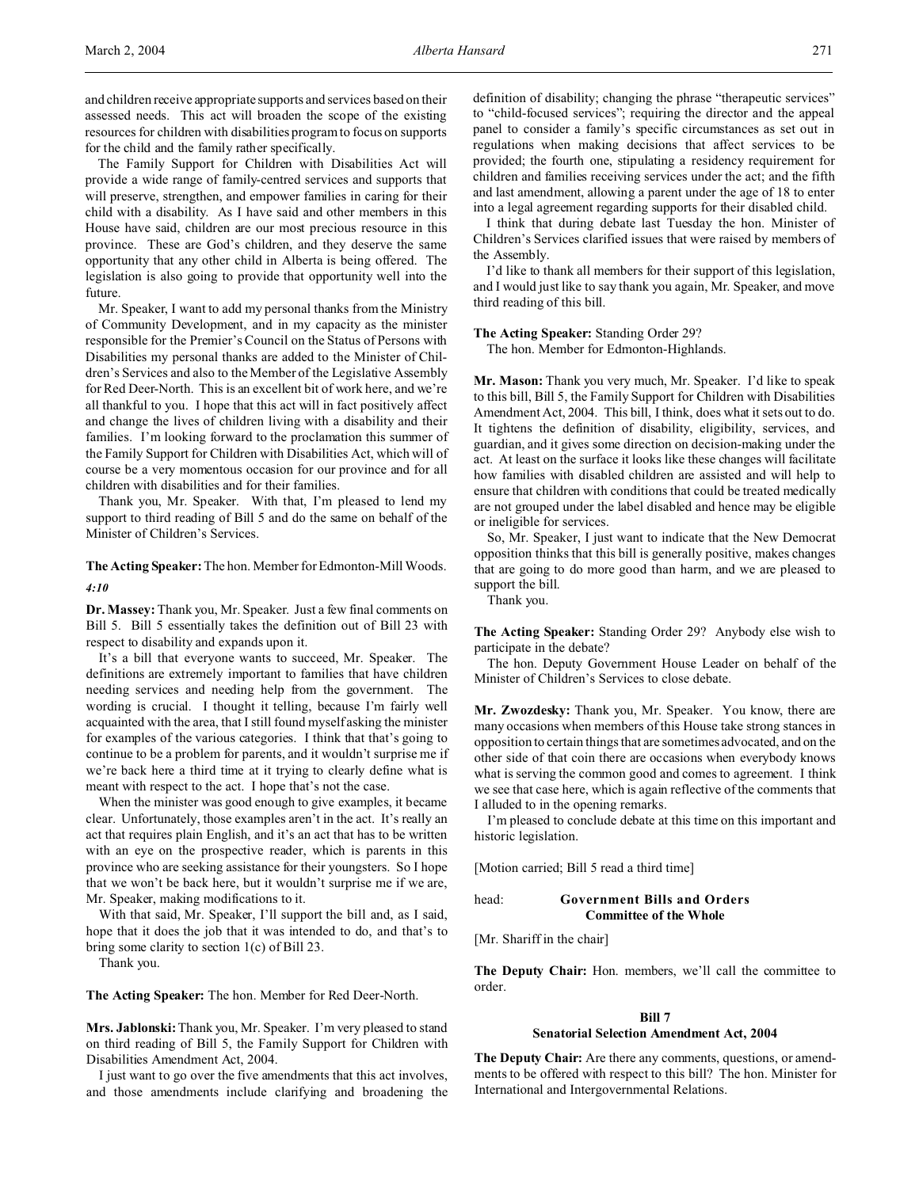and children receive appropriate supports and services based on their assessed needs. This act will broaden the scope of the existing resources for children with disabilities program to focus on supports for the child and the family rather specifically.

The Family Support for Children with Disabilities Act will provide a wide range of family-centred services and supports that will preserve, strengthen, and empower families in caring for their child with a disability. As I have said and other members in this House have said, children are our most precious resource in this province. These are God's children, and they deserve the same opportunity that any other child in Alberta is being offered. The legislation is also going to provide that opportunity well into the future.

Mr. Speaker, I want to add my personal thanks from the Ministry of Community Development, and in my capacity as the minister responsible for the Premier's Council on the Status of Persons with Disabilities my personal thanks are added to the Minister of Children's Services and also to the Member of the Legislative Assembly for Red Deer-North. This is an excellent bit of work here, and we're all thankful to you. I hope that this act will in fact positively affect and change the lives of children living with a disability and their families. I'm looking forward to the proclamation this summer of the Family Support for Children with Disabilities Act, which will of course be a very momentous occasion for our province and for all children with disabilities and for their families.

Thank you, Mr. Speaker. With that, I'm pleased to lend my support to third reading of Bill 5 and do the same on behalf of the Minister of Children's Services.

**The Acting Speaker:** The hon. Member for Edmonton-Mill Woods.

*4:10*

**Dr. Massey:** Thank you, Mr. Speaker. Just a few final comments on Bill 5. Bill 5 essentially takes the definition out of Bill 23 with respect to disability and expands upon it.

It's a bill that everyone wants to succeed, Mr. Speaker. The definitions are extremely important to families that have children needing services and needing help from the government. The wording is crucial. I thought it telling, because I'm fairly well acquainted with the area, that I still found myself asking the minister for examples of the various categories. I think that that's going to continue to be a problem for parents, and it wouldn't surprise me if we're back here a third time at it trying to clearly define what is meant with respect to the act. I hope that's not the case.

When the minister was good enough to give examples, it became clear. Unfortunately, those examples aren't in the act. It's really an act that requires plain English, and it's an act that has to be written with an eye on the prospective reader, which is parents in this province who are seeking assistance for their youngsters. So I hope that we won't be back here, but it wouldn't surprise me if we are, Mr. Speaker, making modifications to it.

With that said, Mr. Speaker, I'll support the bill and, as I said, hope that it does the job that it was intended to do, and that's to bring some clarity to section 1(c) of Bill 23.

Thank you.

**The Acting Speaker:** The hon. Member for Red Deer-North.

**Mrs. Jablonski:** Thank you, Mr. Speaker. I'm very pleased to stand on third reading of Bill 5, the Family Support for Children with Disabilities Amendment Act, 2004.

I just want to go over the five amendments that this act involves, and those amendments include clarifying and broadening the definition of disability; changing the phrase "therapeutic services" to "child-focused services"; requiring the director and the appeal panel to consider a family's specific circumstances as set out in regulations when making decisions that affect services to be provided; the fourth one, stipulating a residency requirement for children and families receiving services under the act; and the fifth and last amendment, allowing a parent under the age of 18 to enter into a legal agreement regarding supports for their disabled child.

I think that during debate last Tuesday the hon. Minister of Children's Services clarified issues that were raised by members of the Assembly.

I'd like to thank all members for their support of this legislation, and I would just like to say thank you again, Mr. Speaker, and move third reading of this bill.

**The Acting Speaker:** Standing Order 29?

The hon. Member for Edmonton-Highlands.

**Mr. Mason:** Thank you very much, Mr. Speaker. I'd like to speak to this bill, Bill 5, the Family Support for Children with Disabilities Amendment Act, 2004. This bill, I think, does what it sets out to do. It tightens the definition of disability, eligibility, services, and guardian, and it gives some direction on decision-making under the act. At least on the surface it looks like these changes will facilitate how families with disabled children are assisted and will help to ensure that children with conditions that could be treated medically are not grouped under the label disabled and hence may be eligible or ineligible for services.

So, Mr. Speaker, I just want to indicate that the New Democrat opposition thinks that this bill is generally positive, makes changes that are going to do more good than harm, and we are pleased to support the bill.

Thank you.

**The Acting Speaker:** Standing Order 29? Anybody else wish to participate in the debate?

The hon. Deputy Government House Leader on behalf of the Minister of Children's Services to close debate.

**Mr. Zwozdesky:** Thank you, Mr. Speaker. You know, there are many occasions when members of this House take strong stances in opposition to certain things that are sometimes advocated, and on the other side of that coin there are occasions when everybody knows what is serving the common good and comes to agreement. I think we see that case here, which is again reflective of the comments that I alluded to in the opening remarks.

I'm pleased to conclude debate at this time on this important and historic legislation.

[Motion carried; Bill 5 read a third time]

head: **Government Bills and Orders**
**Committee of the Whole**

[Mr. Shariff in the chair]

**The Deputy Chair:** Hon. members, we'll call the committee to order.

**Bill 7**
**Senatorial Selection Amendment Act, 2004**

**The Deputy Chair:** Are there any comments, questions, or amendments to be offered with respect to this bill? The hon. Minister for International and Intergovernmental Relations.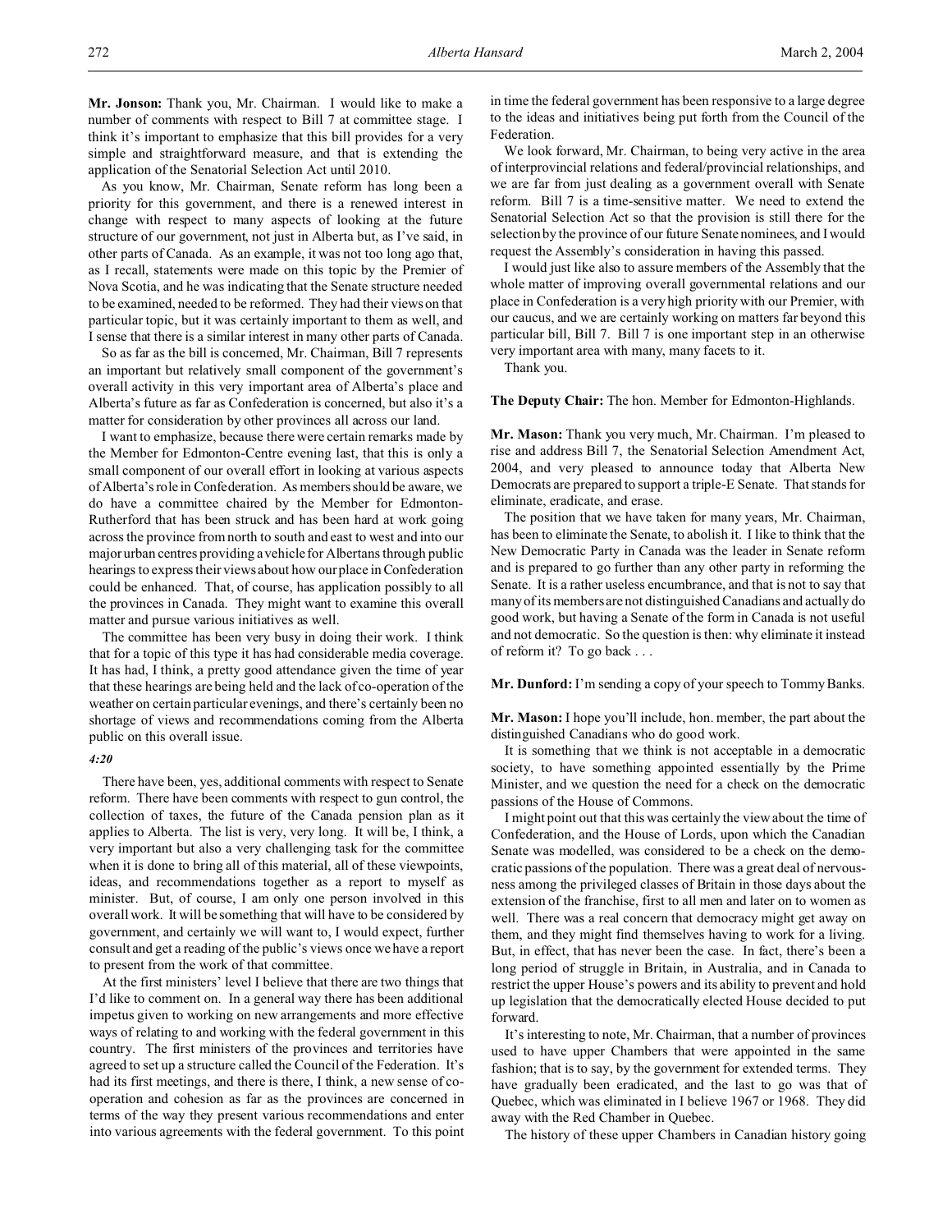**Mr. Jonson:** Thank you, Mr. Chairman. I would like to make a number of comments with respect to Bill 7 at committee stage. I think it's important to emphasize that this bill provides for a very simple and straightforward measure, and that is extending the application of the Senatorial Selection Act until 2010.

As you know, Mr. Chairman, Senate reform has long been a priority for this government, and there is a renewed interest in change with respect to many aspects of looking at the future structure of our government, not just in Alberta but, as I've said, in other parts of Canada. As an example, it was not too long ago that, as I recall, statements were made on this topic by the Premier of Nova Scotia, and he was indicating that the Senate structure needed to be examined, needed to be reformed. They had their views on that particular topic, but it was certainly important to them as well, and I sense that there is a similar interest in many other parts of Canada.

So as far as the bill is concerned, Mr. Chairman, Bill 7 represents an important but relatively small component of the government's overall activity in this very important area of Alberta's place and Alberta's future as far as Confederation is concerned, but also it's a matter for consideration by other provinces all across our land.

I want to emphasize, because there were certain remarks made by the Member for Edmonton-Centre evening last, that this is only a small component of our overall effort in looking at various aspects of Alberta's role in Confederation. As members should be aware, we do have a committee chaired by the Member for Edmonton-Rutherford that has been struck and has been hard at work going across the province from north to south and east to west and into our major urban centres providing a vehicle for Albertans through public hearings to express their views about how our place in Confederation could be enhanced. That, of course, has application possibly to all the provinces in Canada. They might want to examine this overall matter and pursue various initiatives as well.

The committee has been very busy in doing their work. I think that for a topic of this type it has had considerable media coverage. It has had, I think, a pretty good attendance given the time of year that these hearings are being held and the lack of co-operation of the weather on certain particular evenings, and there's certainly been no shortage of views and recommendations coming from the Alberta public on this overall issue.

*4:20*

There have been, yes, additional comments with respect to Senate reform. There have been comments with respect to gun control, the collection of taxes, the future of the Canada pension plan as it applies to Alberta. The list is very, very long. It will be, I think, a very important but also a very challenging task for the committee when it is done to bring all of this material, all of these viewpoints, ideas, and recommendations together as a report to myself as minister. But, of course, I am only one person involved in this overall work. It will be something that will have to be considered by government, and certainly we will want to, I would expect, further consult and get a reading of the public's views once we have a report to present from the work of that committee.

At the first ministers' level I believe that there are two things that I'd like to comment on. In a general way there has been additional impetus given to working on new arrangements and more effective ways of relating to and working with the federal government in this country. The first ministers of the provinces and territories have agreed to set up a structure called the Council of the Federation. It's had its first meetings, and there is there, I think, a new sense of co-operation and cohesion as far as the provinces are concerned in terms of the way they present various recommendations and enter into various agreements with the federal government. To this point in time the federal government has been responsive to a large degree to the ideas and initiatives being put forth from the Council of the Federation.

We look forward, Mr. Chairman, to being very active in the area of interprovincial relations and federal/provincial relationships, and we are far from just dealing as a government overall with Senate reform. Bill 7 is a time-sensitive matter. We need to extend the Senatorial Selection Act so that the provision is still there for the selection by the province of our future Senate nominees, and I would request the Assembly's consideration in having this passed.

I would just like also to assure members of the Assembly that the whole matter of improving overall governmental relations and our place in Confederation is a very high priority with our Premier, with our caucus, and we are certainly working on matters far beyond this particular bill, Bill 7. Bill 7 is one important step in an otherwise very important area with many, many facets to it.

Thank you.

**The Deputy Chair:** The hon. Member for Edmonton-Highlands.

**Mr. Mason:** Thank you very much, Mr. Chairman. I'm pleased to rise and address Bill 7, the Senatorial Selection Amendment Act, 2004, and very pleased to announce today that Alberta New Democrats are prepared to support a triple-E Senate. That stands for eliminate, eradicate, and erase.

The position that we have taken for many years, Mr. Chairman, has been to eliminate the Senate, to abolish it. I like to think that the New Democratic Party in Canada was the leader in Senate reform and is prepared to go further than any other party in reforming the Senate. It is a rather useless encumbrance, and that is not to say that many of its members are not distinguished Canadians and actually do good work, but having a Senate of the form in Canada is not useful and not democratic. So the question is then: why eliminate it instead of reform it? To go back . . .

**Mr. Dunford:** I'm sending a copy of your speech to Tommy Banks.

**Mr. Mason:** I hope you'll include, hon. member, the part about the distinguished Canadians who do good work.

It is something that we think is not acceptable in a democratic society, to have something appointed essentially by the Prime Minister, and we question the need for a check on the democratic passions of the House of Commons.

I might point out that this was certainly the view about the time of Confederation, and the House of Lords, upon which the Canadian Senate was modelled, was considered to be a check on the democratic passions of the population. There was a great deal of nervousness among the privileged classes of Britain in those days about the extension of the franchise, first to all men and later on to women as well. There was a real concern that democracy might get away on them, and they might find themselves having to work for a living. But, in effect, that has never been the case. In fact, there's been a long period of struggle in Britain, in Australia, and in Canada to restrict the upper House's powers and its ability to prevent and hold up legislation that the democratically elected House decided to put forward.

It's interesting to note, Mr. Chairman, that a number of provinces used to have upper Chambers that were appointed in the same fashion; that is to say, by the government for extended terms. They have gradually been eradicated, and the last to go was that of Quebec, which was eliminated in I believe 1967 or 1968. They did away with the Red Chamber in Quebec.

The history of these upper Chambers in Canadian history going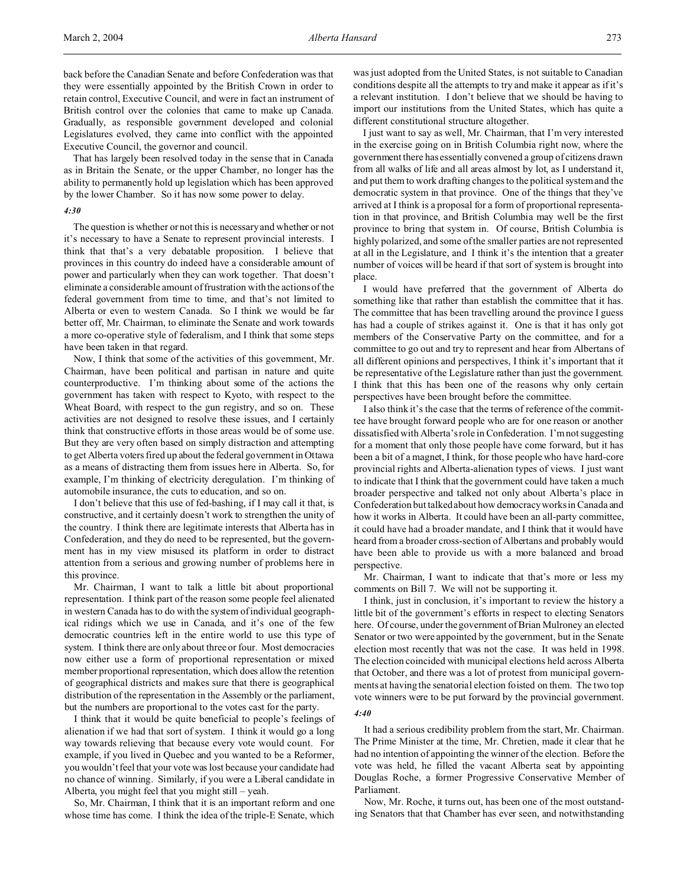back before the Canadian Senate and before Confederation was that they were essentially appointed by the British Crown in order to retain control, Executive Council, and were in fact an instrument of British control over the colonies that came to make up Canada. Gradually, as responsible government developed and colonial Legislatures evolved, they came into conflict with the appointed Executive Council, the governor and council.

That has largely been resolved today in the sense that in Canada as in Britain the Senate, or the upper Chamber, no longer has the ability to permanently hold up legislation which has been approved by the lower Chamber. So it has now some power to delay.

*4:30*

The question is whether or not this is necessary and whether or not it's necessary to have a Senate to represent provincial interests. I think that that's a very debatable proposition. I believe that provinces in this country do indeed have a considerable amount of power and particularly when they can work together. That doesn't eliminate a considerable amount of frustration with the actions of the federal government from time to time, and that's not limited to Alberta or even to western Canada. So I think we would be far better off, Mr. Chairman, to eliminate the Senate and work towards a more co-operative style of federalism, and I think that some steps have been taken in that regard.

Now, I think that some of the activities of this government, Mr. Chairman, have been political and partisan in nature and quite counterproductive. I'm thinking about some of the actions the government has taken with respect to Kyoto, with respect to the Wheat Board, with respect to the gun registry, and so on. These activities are not designed to resolve these issues, and I certainly think that constructive efforts in those areas would be of some use. But they are very often based on simply distraction and attempting to get Alberta voters fired up about the federal government in Ottawa as a means of distracting them from issues here in Alberta. So, for example, I'm thinking of electricity deregulation. I'm thinking of automobile insurance, the cuts to education, and so on.

I don't believe that this use of fed-bashing, if I may call it that, is constructive, and it certainly doesn't work to strengthen the unity of the country. I think there are legitimate interests that Alberta has in Confederation, and they do need to be represented, but the government has in my view misused its platform in order to distract attention from a serious and growing number of problems here in this province.

Mr. Chairman, I want to talk a little bit about proportional representation. I think part of the reason some people feel alienated in western Canada has to do with the system of individual geographical ridings which we use in Canada, and it's one of the few democratic countries left in the entire world to use this type of system. I think there are only about three or four. Most democracies now either use a form of proportional representation or mixed member proportional representation, which does allow the retention of geographical districts and makes sure that there is geographical distribution of the representation in the Assembly or the parliament, but the numbers are proportional to the votes cast for the party.

I think that it would be quite beneficial to people's feelings of alienation if we had that sort of system. I think it would go a long way towards relieving that because every vote would count. For example, if you lived in Quebec and you wanted to be a Reformer, you wouldn't feel that your vote was lost because your candidate had no chance of winning. Similarly, if you were a Liberal candidate in Alberta, you might feel that you might still – yeah.

So, Mr. Chairman, I think that it is an important reform and one whose time has come. I think the idea of the triple-E Senate, which was just adopted from the United States, is not suitable to Canadian conditions despite all the attempts to try and make it appear as if it's a relevant institution. I don't believe that we should be having to import our institutions from the United States, which has quite a different constitutional structure altogether.

I just want to say as well, Mr. Chairman, that I'm very interested in the exercise going on in British Columbia right now, where the government there has essentially convened a group of citizens drawn from all walks of life and all areas almost by lot, as I understand it, and put them to work drafting changes to the political system and the democratic system in that province. One of the things that they've arrived at I think is a proposal for a form of proportional representation in that province, and British Columbia may well be the first province to bring that system in. Of course, British Columbia is highly polarized, and some of the smaller parties are not represented at all in the Legislature, and I think it's the intention that a greater number of voices will be heard if that sort of system is brought into place.

I would have preferred that the government of Alberta do something like that rather than establish the committee that it has. The committee that has been travelling around the province I guess has had a couple of strikes against it. One is that it has only got members of the Conservative Party on the committee, and for a committee to go out and try to represent and hear from Albertans of all different opinions and perspectives, I think it's important that it be representative of the Legislature rather than just the government. I think that this has been one of the reasons why only certain perspectives have been brought before the committee.

I also think it's the case that the terms of reference of the committee have brought forward people who are for one reason or another dissatisfied with Alberta's role in Confederation. I'm not suggesting for a moment that only those people have come forward, but it has been a bit of a magnet, I think, for those people who have hard-core provincial rights and Alberta-alienation types of views. I just want to indicate that I think that the government could have taken a much broader perspective and talked not only about Alberta's place in Confederation but talked about how democracy works in Canada and how it works in Alberta. It could have had a broader mandate, and I think that it would have been an all-party committee, it could have heard from a broader cross-section of Albertans and probably would have been able to provide us with a more balanced and broad perspective.

Mr. Chairman, I want to indicate that that's more or less my comments on Bill 7. We will not be supporting it.

I think, just in conclusion, it's important to review the history a little bit of the government's efforts in respect to electing Senators here. Of course, under the government of Brian Mulroney an elected Senator or two were appointed by the government, but in the Senate election most recently that was not the case. It was held in 1998. The election coincided with municipal elections held across Alberta that October, and there was a lot of protest from municipal governments at having the senatorial election foisted on them. The two top vote winners were to be put forward by the provincial government.

*4:40*

It had a serious credibility problem from the start, Mr. Chairman. The Prime Minister at the time, Mr. Chretien, made it clear that he had no intention of appointing the winner of the election. Before the vote was held, he filled the vacant Alberta seat by appointing Douglas Roche, a former Progressive Conservative Member of Parliament.

Now, Mr. Roche, it turns out, has been one of the most outstanding Senators that that Chamber has ever seen, and notwithstanding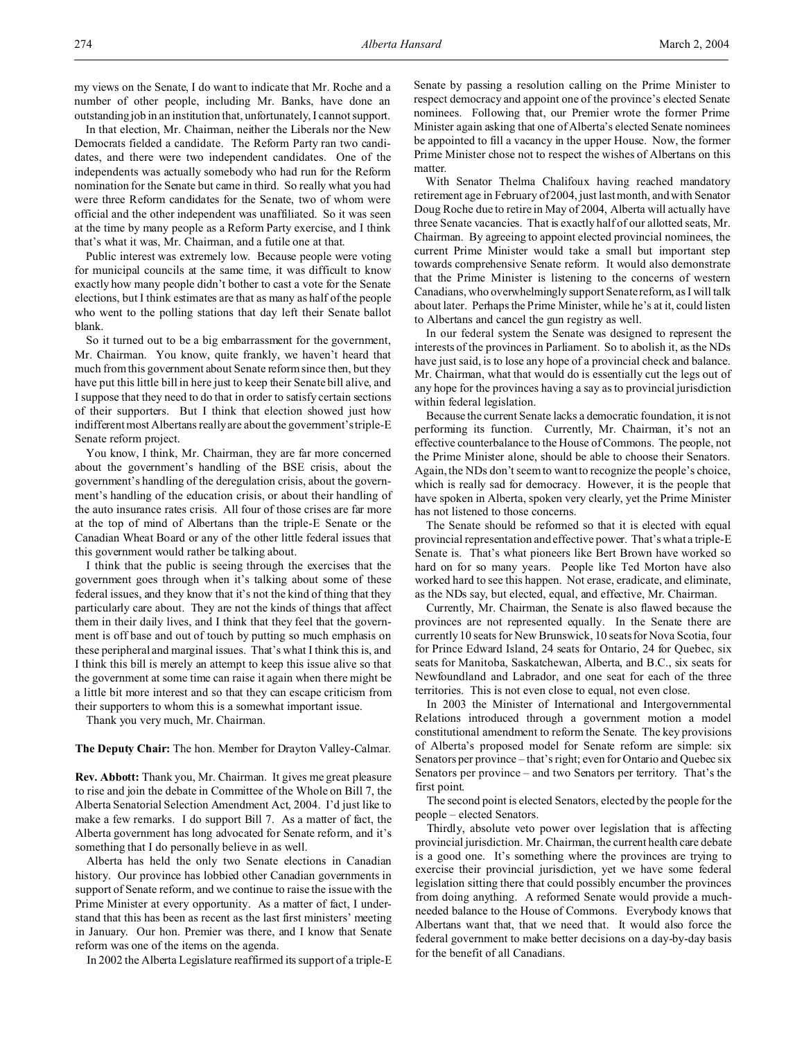my views on the Senate, I do want to indicate that Mr. Roche and a number of other people, including Mr. Banks, have done an outstanding job in an institution that, unfortunately, I cannot support.

In that election, Mr. Chairman, neither the Liberals nor the New Democrats fielded a candidate. The Reform Party ran two candidates, and there were two independent candidates. One of the independents was actually somebody who had run for the Reform nomination for the Senate but came in third. So really what you had were three Reform candidates for the Senate, two of whom were official and the other independent was unaffiliated. So it was seen at the time by many people as a Reform Party exercise, and I think that's what it was, Mr. Chairman, and a futile one at that.

Public interest was extremely low. Because people were voting for municipal councils at the same time, it was difficult to know exactly how many people didn't bother to cast a vote for the Senate elections, but I think estimates are that as many as half of the people who went to the polling stations that day left their Senate ballot blank.

So it turned out to be a big embarrassment for the government, Mr. Chairman. You know, quite frankly, we haven't heard that much from this government about Senate reform since then, but they have put this little bill in here just to keep their Senate bill alive, and I suppose that they need to do that in order to satisfy certain sections of their supporters. But I think that election showed just how indifferent most Albertans really are about the government's triple-E Senate reform project.

You know, I think, Mr. Chairman, they are far more concerned about the government's handling of the BSE crisis, about the government's handling of the deregulation crisis, about the government's handling of the education crisis, or about their handling of the auto insurance rates crisis. All four of those crises are far more at the top of mind of Albertans than the triple-E Senate or the Canadian Wheat Board or any of the other little federal issues that this government would rather be talking about.

I think that the public is seeing through the exercises that the government goes through when it's talking about some of these federal issues, and they know that it's not the kind of thing that they particularly care about. They are not the kinds of things that affect them in their daily lives, and I think that they feel that the government is off base and out of touch by putting so much emphasis on these peripheral and marginal issues. That's what I think this is, and I think this bill is merely an attempt to keep this issue alive so that the government at some time can raise it again when there might be a little bit more interest and so that they can escape criticism from their supporters to whom this is a somewhat important issue.

Thank you very much, Mr. Chairman.

**The Deputy Chair:** The hon. Member for Drayton Valley-Calmar.

**Rev. Abbott:** Thank you, Mr. Chairman. It gives me great pleasure to rise and join the debate in Committee of the Whole on Bill 7, the Alberta Senatorial Selection Amendment Act, 2004. I'd just like to make a few remarks. I do support Bill 7. As a matter of fact, the Alberta government has long advocated for Senate reform, and it's something that I do personally believe in as well.

Alberta has held the only two Senate elections in Canadian history. Our province has lobbied other Canadian governments in support of Senate reform, and we continue to raise the issue with the Prime Minister at every opportunity. As a matter of fact, I understand that this has been as recent as the last first ministers' meeting in January. Our hon. Premier was there, and I know that Senate reform was one of the items on the agenda.

In 2002 the Alberta Legislature reaffirmed its support of a triple-E Senate by passing a resolution calling on the Prime Minister to respect democracy and appoint one of the province's elected Senate nominees. Following that, our Premier wrote the former Prime Minister again asking that one of Alberta's elected Senate nominees be appointed to fill a vacancy in the upper House. Now, the former Prime Minister chose not to respect the wishes of Albertans on this matter.

With Senator Thelma Chalifoux having reached mandatory retirement age in February of 2004, just last month, and with Senator Doug Roche due to retire in May of 2004, Alberta will actually have three Senate vacancies. That is exactly half of our allotted seats, Mr. Chairman. By agreeing to appoint elected provincial nominees, the current Prime Minister would take a small but important step towards comprehensive Senate reform. It would also demonstrate that the Prime Minister is listening to the concerns of western Canadians, who overwhelmingly support Senate reform, as I will talk about later. Perhaps the Prime Minister, while he's at it, could listen to Albertans and cancel the gun registry as well.

In our federal system the Senate was designed to represent the interests of the provinces in Parliament. So to abolish it, as the NDs have just said, is to lose any hope of a provincial check and balance. Mr. Chairman, what that would do is essentially cut the legs out of any hope for the provinces having a say as to provincial jurisdiction within federal legislation.

Because the current Senate lacks a democratic foundation, it is not performing its function. Currently, Mr. Chairman, it's not an effective counterbalance to the House of Commons. The people, not the Prime Minister alone, should be able to choose their Senators. Again, the NDs don't seem to want to recognize the people's choice, which is really sad for democracy. However, it is the people that have spoken in Alberta, spoken very clearly, yet the Prime Minister has not listened to those concerns.

The Senate should be reformed so that it is elected with equal provincial representation and effective power. That's what a triple-E Senate is. That's what pioneers like Bert Brown have worked so hard on for so many years. People like Ted Morton have also worked hard to see this happen. Not erase, eradicate, and eliminate, as the NDs say, but elected, equal, and effective, Mr. Chairman.

Currently, Mr. Chairman, the Senate is also flawed because the provinces are not represented equally. In the Senate there are currently 10 seats for New Brunswick, 10 seats for Nova Scotia, four for Prince Edward Island, 24 seats for Ontario, 24 for Quebec, six seats for Manitoba, Saskatchewan, Alberta, and B.C., six seats for Newfoundland and Labrador, and one seat for each of the three territories. This is not even close to equal, not even close.

In 2003 the Minister of International and Intergovernmental Relations introduced through a government motion a model constitutional amendment to reform the Senate. The key provisions of Alberta's proposed model for Senate reform are simple: six Senators per province – that's right; even for Ontario and Quebec six Senators per province – and two Senators per territory. That's the first point.

The second point is elected Senators, elected by the people for the people – elected Senators.

Thirdly, absolute veto power over legislation that is affecting provincial jurisdiction. Mr. Chairman, the current health care debate is a good one. It's something where the provinces are trying to exercise their provincial jurisdiction, yet we have some federal legislation sitting there that could possibly encumber the provinces from doing anything. A reformed Senate would provide a much-needed balance to the House of Commons. Everybody knows that Albertans want that, that we need that. It would also force the federal government to make better decisions on a day-by-day basis for the benefit of all Canadians.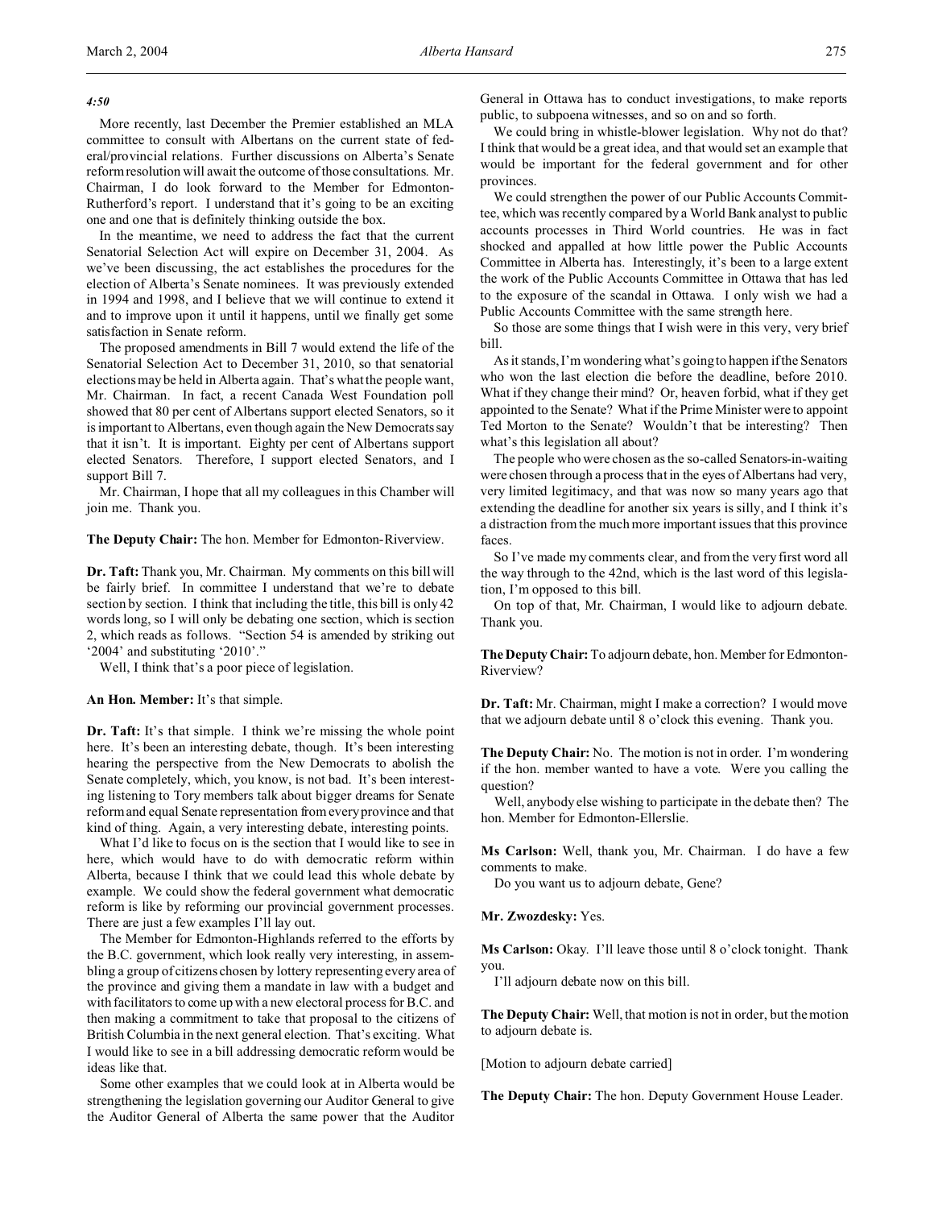*4:50*

More recently, last December the Premier established an MLA committee to consult with Albertans on the current state of federal/provincial relations. Further discussions on Alberta's Senate reform resolution will await the outcome of those consultations. Mr. Chairman, I do look forward to the Member for Edmonton-Rutherford's report. I understand that it's going to be an exciting one and one that is definitely thinking outside the box.

In the meantime, we need to address the fact that the current Senatorial Selection Act will expire on December 31, 2004. As we've been discussing, the act establishes the procedures for the election of Alberta's Senate nominees. It was previously extended in 1994 and 1998, and I believe that we will continue to extend it and to improve upon it until it happens, until we finally get some satisfaction in Senate reform.

The proposed amendments in Bill 7 would extend the life of the Senatorial Selection Act to December 31, 2010, so that senatorial elections may be held in Alberta again. That's what the people want, Mr. Chairman. In fact, a recent Canada West Foundation poll showed that 80 per cent of Albertans support elected Senators, so it is important to Albertans, even though again the New Democrats say that it isn't. It is important. Eighty per cent of Albertans support elected Senators. Therefore, I support elected Senators, and I support Bill 7.

Mr. Chairman, I hope that all my colleagues in this Chamber will join me. Thank you.

**The Deputy Chair:** The hon. Member for Edmonton-Riverview.

**Dr. Taft:** Thank you, Mr. Chairman. My comments on this bill will be fairly brief. In committee I understand that we're to debate section by section. I think that including the title, this bill is only 42 words long, so I will only be debating one section, which is section 2, which reads as follows. "Section 54 is amended by striking out '2004' and substituting '2010'."

Well, I think that's a poor piece of legislation.

**An Hon. Member:** It's that simple.

**Dr. Taft:** It's that simple. I think we're missing the whole point here. It's been an interesting debate, though. It's been interesting hearing the perspective from the New Democrats to abolish the Senate completely, which, you know, is not bad. It's been interesting listening to Tory members talk about bigger dreams for Senate reform and equal Senate representation from every province and that kind of thing. Again, a very interesting debate, interesting points.

What I'd like to focus on is the section that I would like to see in here, which would have to do with democratic reform within Alberta, because I think that we could lead this whole debate by example. We could show the federal government what democratic reform is like by reforming our provincial government processes. There are just a few examples I'll lay out.

The Member for Edmonton-Highlands referred to the efforts by the B.C. government, which look really very interesting, in assembling a group of citizens chosen by lottery representing every area of the province and giving them a mandate in law with a budget and with facilitators to come up with a new electoral process for B.C. and then making a commitment to take that proposal to the citizens of British Columbia in the next general election. That's exciting. What I would like to see in a bill addressing democratic reform would be ideas like that.

Some other examples that we could look at in Alberta would be strengthening the legislation governing our Auditor General to give the Auditor General of Alberta the same power that the Auditor General in Ottawa has to conduct investigations, to make reports public, to subpoena witnesses, and so on and so forth.

We could bring in whistle-blower legislation. Why not do that? I think that would be a great idea, and that would set an example that would be important for the federal government and for other provinces.

We could strengthen the power of our Public Accounts Committee, which was recently compared by a World Bank analyst to public accounts processes in Third World countries. He was in fact shocked and appalled at how little power the Public Accounts Committee in Alberta has. Interestingly, it's been to a large extent the work of the Public Accounts Committee in Ottawa that has led to the exposure of the scandal in Ottawa. I only wish we had a Public Accounts Committee with the same strength here.

So those are some things that I wish were in this very, very brief bill.

As it stands, I'm wondering what's going to happen if the Senators who won the last election die before the deadline, before 2010. What if they change their mind? Or, heaven forbid, what if they get appointed to the Senate? What if the Prime Minister were to appoint Ted Morton to the Senate? Wouldn't that be interesting? Then what's this legislation all about?

The people who were chosen as the so-called Senators-in-waiting were chosen through a process that in the eyes of Albertans had very, very limited legitimacy, and that was now so many years ago that extending the deadline for another six years is silly, and I think it's a distraction from the much more important issues that this province faces.

So I've made my comments clear, and from the very first word all the way through to the 42nd, which is the last word of this legislation, I'm opposed to this bill.

On top of that, Mr. Chairman, I would like to adjourn debate. Thank you.

**The Deputy Chair:** To adjourn debate, hon. Member for Edmonton-Riverview?

**Dr. Taft:** Mr. Chairman, might I make a correction? I would move that we adjourn debate until 8 o'clock this evening. Thank you.

**The Deputy Chair:** No. The motion is not in order. I'm wondering if the hon. member wanted to have a vote. Were you calling the question?

Well, anybody else wishing to participate in the debate then? The hon. Member for Edmonton-Ellerslie.

**Ms Carlson:** Well, thank you, Mr. Chairman. I do have a few comments to make.

Do you want us to adjourn debate, Gene?

**Mr. Zwozdesky:** Yes.

**Ms Carlson:** Okay. I'll leave those until 8 o'clock tonight. Thank you.

I'll adjourn debate now on this bill.

**The Deputy Chair:** Well, that motion is not in order, but the motion to adjourn debate is.

[Motion to adjourn debate carried]

**The Deputy Chair:** The hon. Deputy Government House Leader.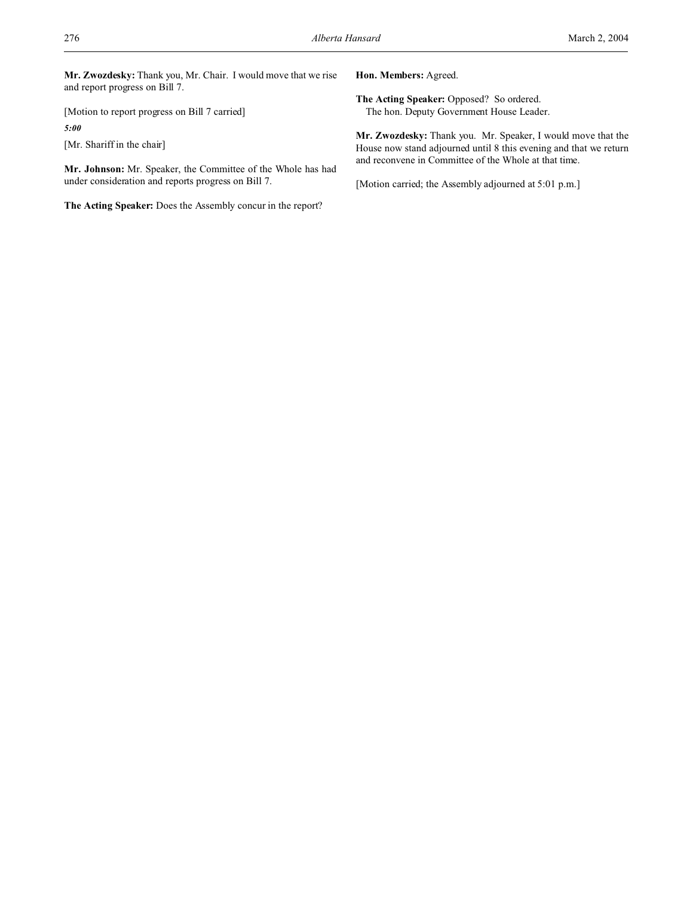**Mr. Zwozdesky:** Thank you, Mr. Chair. I would move that we rise and report progress on Bill 7.

[Motion to report progress on Bill 7 carried]

***5:00***

[Mr. Shariff in the chair]

**Mr. Johnson:** Mr. Speaker, the Committee of the Whole has had under consideration and reports progress on Bill 7.

**The Acting Speaker:** Does the Assembly concur in the report?

**Hon. Members:** Agreed.

**The Acting Speaker:** Opposed? So ordered.
The hon. Deputy Government House Leader.

**Mr. Zwozdesky:** Thank you. Mr. Speaker, I would move that the House now stand adjourned until 8 this evening and that we return and reconvene in Committee of the Whole at that time.

[Motion carried; the Assembly adjourned at 5:01 p.m.]